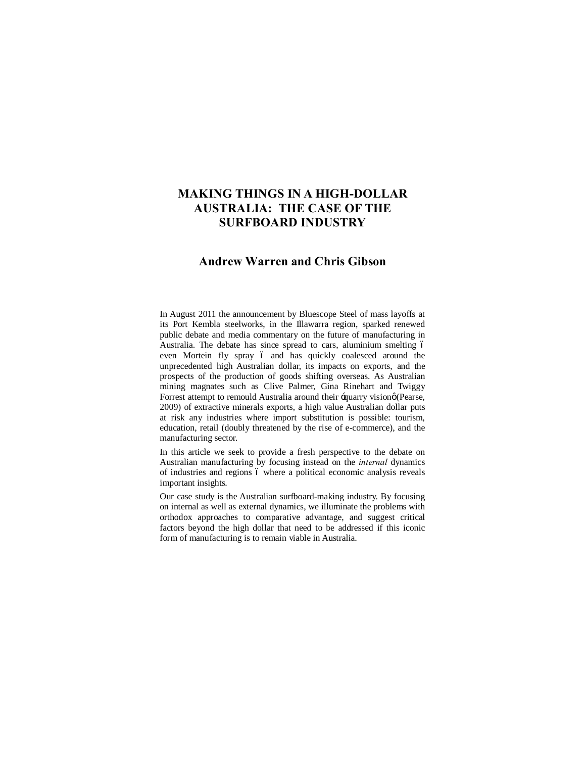# MAKING THINGS IN A HIGH-DOLLAR AUSTRALIA: THE CASE OF THE SURFBOARD INDUSTRY

## Andrew Warren and Chris Gibson

In August 2011 the announcement by Bluescope Steel of mass layoffs at its Port Kembla steelworks, in the Illawarra region, sparked renewed public debate and media commentary on the future of manufacturing in Australia. The debate has since spread to cars, aluminium smelting – even Mortein fly spray – and has quickly coalesced around the unprecedented high Australian dollar, its impacts on exports, and the prospects of the production of goods shifting overseas. As Australian mining magnates such as Clive Palmer, Gina Rinehart and Twiggy Forrest attempt to remould Australia around their 'quarry vision' (Pearse, 2009) of extractive minerals exports, a high value Australian dollar puts at risk any industries where import substitution is possible: tourism, education, retail (doubly threatened by the rise of e-commerce), and the manufacturing sector.

In this article we seek to provide a fresh perspective to the debate on Australian manufacturing by focusing instead on the *internal* dynamics of industries and regions – where a political economic analysis reveals important insights.

Our case study is the Australian surfboard-making industry. By focusing on internal as well as external dynamics, we illuminate the problems with orthodox approaches to comparative advantage, and suggest critical factors beyond the high dollar that need to be addressed if this iconic form of manufacturing is to remain viable in Australia.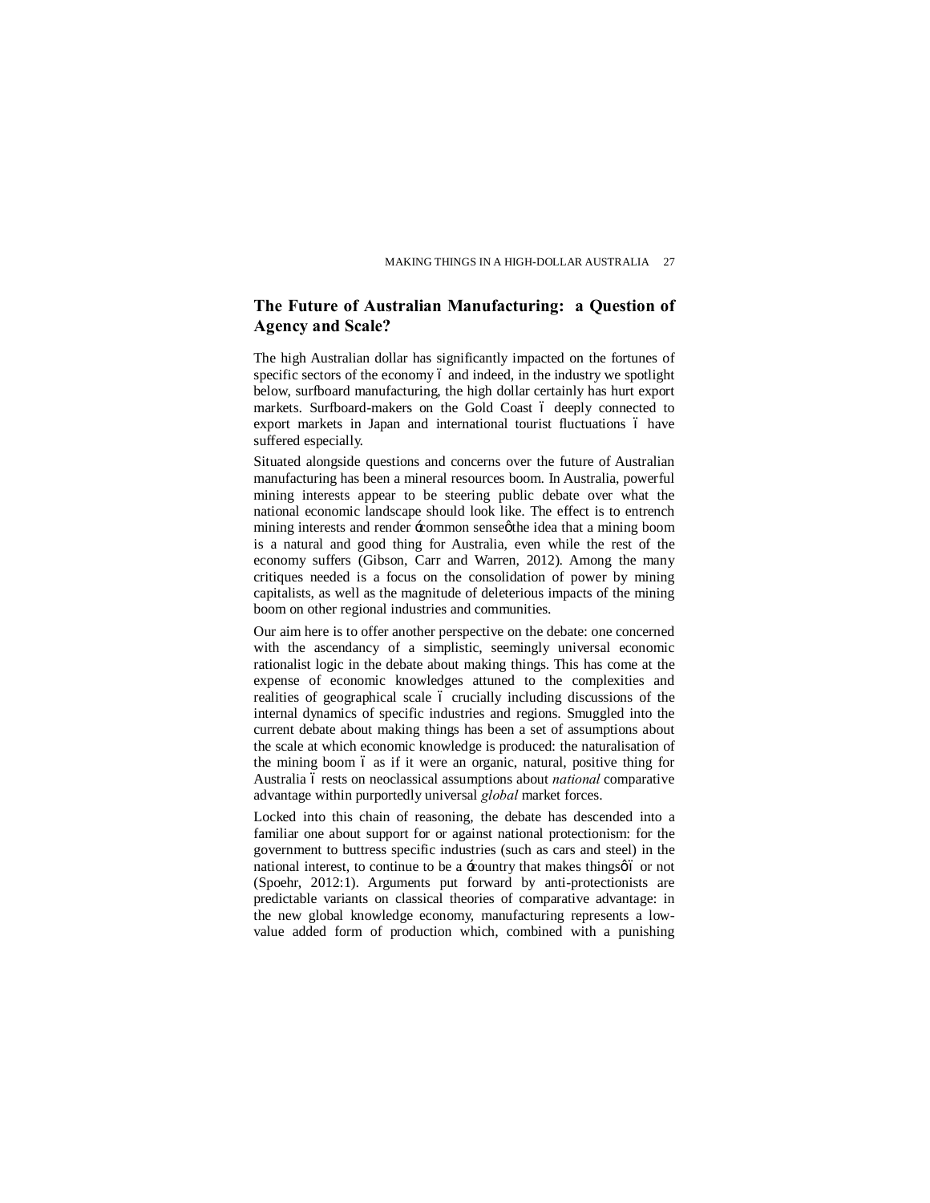## The Future of Australian Manufacturing: a Question of Agency and Scale?

The high Australian dollar has significantly impacted on the fortunes of specific sectors of the economy – and indeed, in the industry we spotlight below, surfboard manufacturing, the high dollar certainly has hurt export markets. Surfboard-makers on the Gold Coast – deeply connected to export markets in Japan and international tourist fluctuations – have suffered especially.

Situated alongside questions and concerns over the future of Australian manufacturing has been a mineral resources boom. In Australia, powerful mining interests appear to be steering public debate over what the national economic landscape should look like. The effect is to entrench mining interests and render 'common sense' the idea that a mining boom is a natural and good thing for Australia, even while the rest of the economy suffers (Gibson, Carr and Warren, 2012). Among the many critiques needed is a focus on the consolidation of power by mining capitalists, as well as the magnitude of deleterious impacts of the mining boom on other regional industries and communities.

Our aim here is to offer another perspective on the debate: one concerned with the ascendancy of a simplistic, seemingly universal economic rationalist logic in the debate about making things. This has come at the expense of economic knowledges attuned to the complexities and realities of geographical scale – crucially including discussions of the internal dynamics of specific industries and regions. Smuggled into the current debate about making things has been a set of assumptions about the scale at which economic knowledge is produced: the naturalisation of the mining boom – as if it were an organic, natural, positive thing for Australia – rests on neoclassical assumptions about *national* comparative advantage within purportedly universal *global* market forces.

Locked into this chain of reasoning, the debate has descended into a familiar one about support for or against national protectionism: for the government to buttress specific industries (such as cars and steel) in the national interest, to continue to be a 'country that makes things' – or not (Spoehr, 2012:1). Arguments put forward by anti-protectionists are predictable variants on classical theories of comparative advantage: in the new global knowledge economy, manufacturing represents a low-value added form of production which, combined with a punishing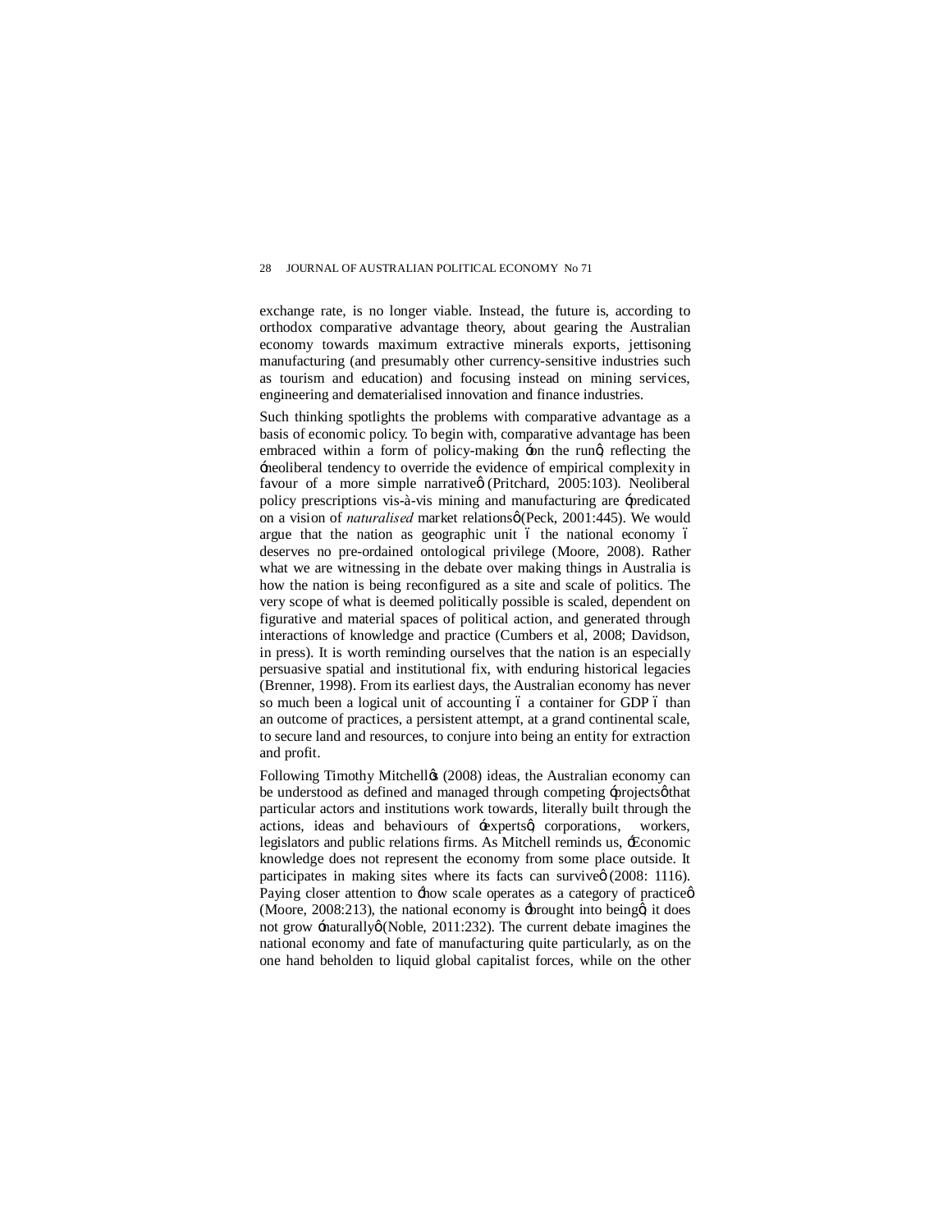exchange rate, is no longer viable. Instead, the future is, according to orthodox comparative advantage theory, about gearing the Australian economy towards maximum extractive minerals exports, jettisoning manufacturing (and presumably other currency-sensitive industries such as tourism and education) and focusing instead on mining services, engineering and dematerialised innovation and finance industries.

Such thinking spotlights the problems with comparative advantage as a basis of economic policy. To begin with, comparative advantage has been embraced within a form of policy-making 'on the run', reflecting the 'neoliberal tendency to override the evidence of empirical complexity in favour of a more simple narrative' (Pritchard, 2005:103). Neoliberal policy prescriptions vis-à-vis mining and manufacturing are 'predicated on a vision of *naturalised* market relations' (Peck, 2001:445). We would argue that the nation as geographic unit – the national economy – deserves no pre-ordained ontological privilege (Moore, 2008). Rather what we are witnessing in the debate over making things in Australia is how the nation is being reconfigured as a site and scale of politics. The very scope of what is deemed politically possible is scaled, dependent on figurative and material spaces of political action, and generated through interactions of knowledge and practice (Cumbers et al, 2008; Davidson, in press). It is worth reminding ourselves that the nation is an especially persuasive spatial and institutional fix, with enduring historical legacies (Brenner, 1998). From its earliest days, the Australian economy has never so much been a logical unit of accounting – a container for GDP – than an outcome of practices, a persistent attempt, at a grand continental scale, to secure land and resources, to conjure into being an entity for extraction and profit.

Following Timothy Mitchell's (2008) ideas, the Australian economy can be understood as defined and managed through competing 'projects' that particular actors and institutions work towards, literally built through the actions, ideas and behaviours of 'experts', corporations, workers, legislators and public relations firms. As Mitchell reminds us, 'Economic knowledge does not represent the economy from some place outside. It participates in making sites where its facts can survive' (2008: 1116). Paying closer attention to 'how scale operates as a category of practice' (Moore, 2008:213), the national economy is 'brought into being', it does not grow 'naturally' (Noble, 2011:232). The current debate imagines the national economy and fate of manufacturing quite particularly, as on the one hand beholden to liquid global capitalist forces, while on the other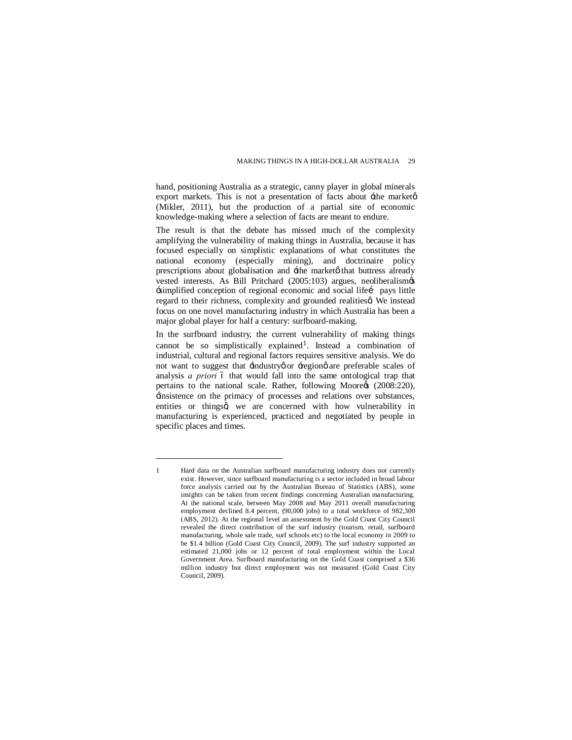hand, positioning Australia as a strategic, canny player in global minerals export markets. This is not a presentation of facts about 'the market' (Mikler, 2011), but the production of a partial site of economic knowledge-making where a selection of facts are meant to endure.

The result is that the debate has missed much of the complexity amplifying the vulnerability of making things in Australia, because it has focused especially on simplistic explanations of what constitutes the national economy (especially mining), and doctrinaire policy prescriptions about globalisation and 'the market' that buttress already vested interests. As Bill Pritchard (2005:103) argues, neoliberalism's 'simplified conception of regional economic and social life… pays little regard to their richness, complexity and grounded realities'. We instead focus on one novel manufacturing industry in which Australia has been a major global player for half a century: surfboard-making.

In the surfboard industry, the current vulnerability of making things cannot be so simplistically explained[1]. Instead a combination of industrial, cultural and regional factors requires sensitive analysis. We do not want to suggest that 'industry' or 'region' are preferable scales of analysis *a priori* – that would fall into the same ontological trap that pertains to the national scale. Rather, following Moore's (2008:220), 'insistence on the primacy of processes and relations over substances, entities or things', we are concerned with how vulnerability in manufacturing is experienced, practiced and negotiated by people in specific places and times.

---

1 Hard data on the Australian surfboard manufacturing industry does not currently exist. However, since surfboard manufacturing is a sector included in broad labour force analysis carried out by the Australian Bureau of Statistics (ABS), some insights can be taken from recent findings concerning Australian manufacturing. At the national scale, between May 2008 and May 2011 overall manufacturing employment declined 8.4 percent, (90,000 jobs) to a total workforce of 982,300 (ABS, 2012). At the regional level an assessment by the Gold Coast City Council revealed the direct contribution of the surf industry (tourism, retail, surfboard manufacturing, whole sale trade, surf schools etc) to the local economy in 2009 to be $1.4 billion (Gold Coast City Council, 2009). The surf industry supported an estimated 21,000 jobs or 12 percent of total employment within the Local Government Area. Surfboard manufacturing on the Gold Coast comprised a $36 million industry but direct employment was not measured (Gold Coast City Council, 2009).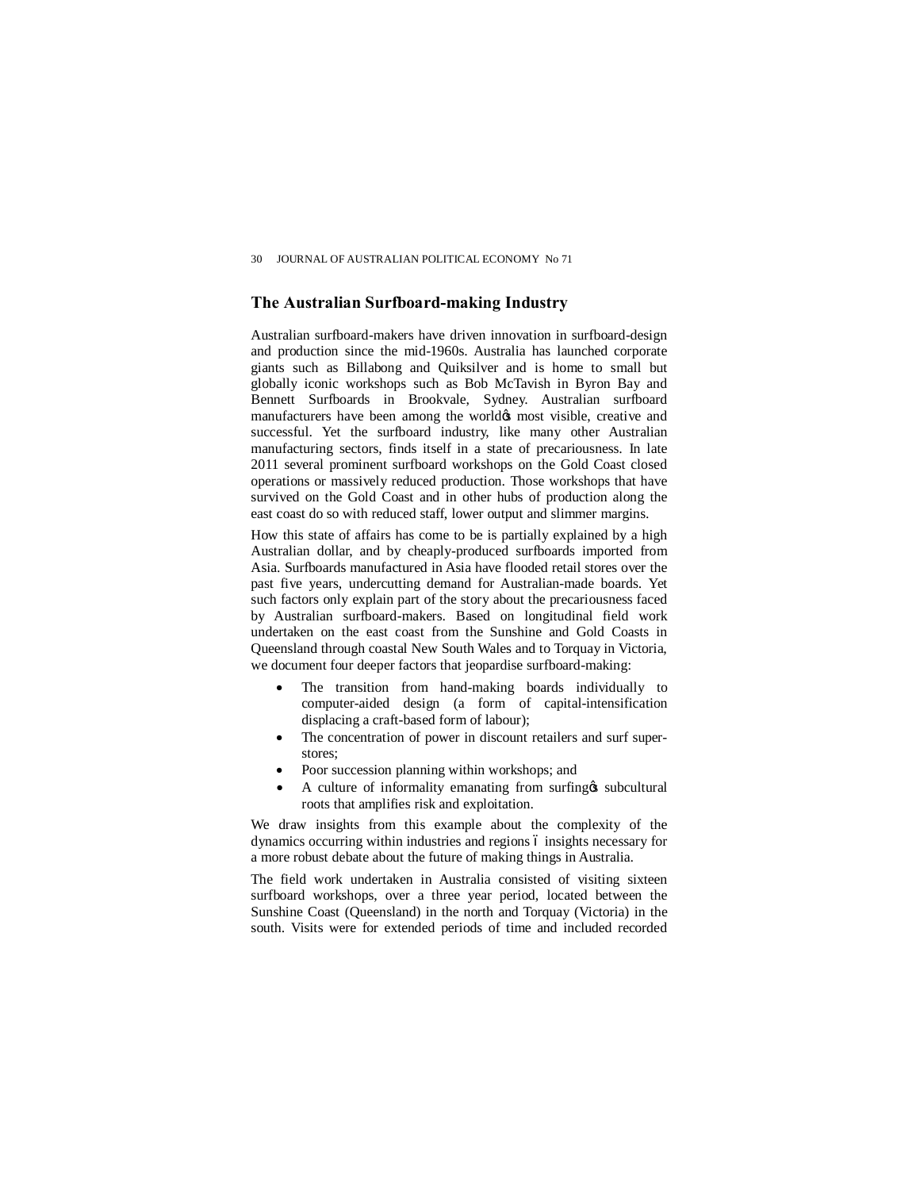## The Australian Surfboard-making Industry

Australian surfboard-makers have driven innovation in surfboard-design and production since the mid-1960s. Australia has launched corporate giants such as Billabong and Quiksilver and is home to small but globally iconic workshops such as Bob McTavish in Byron Bay and Bennett Surfboards in Brookvale, Sydney. Australian surfboard manufacturers have been among the world's most visible, creative and successful. Yet the surfboard industry, like many other Australian manufacturing sectors, finds itself in a state of precariousness. In late 2011 several prominent surfboard workshops on the Gold Coast closed operations or massively reduced production. Those workshops that have survived on the Gold Coast and in other hubs of production along the east coast do so with reduced staff, lower output and slimmer margins.

How this state of affairs has come to be is partially explained by a high Australian dollar, and by cheaply-produced surfboards imported from Asia. Surfboards manufactured in Asia have flooded retail stores over the past five years, undercutting demand for Australian-made boards. Yet such factors only explain part of the story about the precariousness faced by Australian surfboard-makers. Based on longitudinal field work undertaken on the east coast from the Sunshine and Gold Coasts in Queensland through coastal New South Wales and to Torquay in Victoria, we document four deeper factors that jeopardise surfboard-making:

- The transition from hand-making boards individually to computer-aided design (a form of capital-intensification displacing a craft-based form of labour);
- The concentration of power in discount retailers and surf super-stores;
- Poor succession planning within workshops; and
- A culture of informality emanating from surfing's subcultural roots that amplifies risk and exploitation.

We draw insights from this example about the complexity of the dynamics occurring within industries and regions – insights necessary for a more robust debate about the future of making things in Australia.

The field work undertaken in Australia consisted of visiting sixteen surfboard workshops, over a three year period, located between the Sunshine Coast (Queensland) in the north and Torquay (Victoria) in the south. Visits were for extended periods of time and included recorded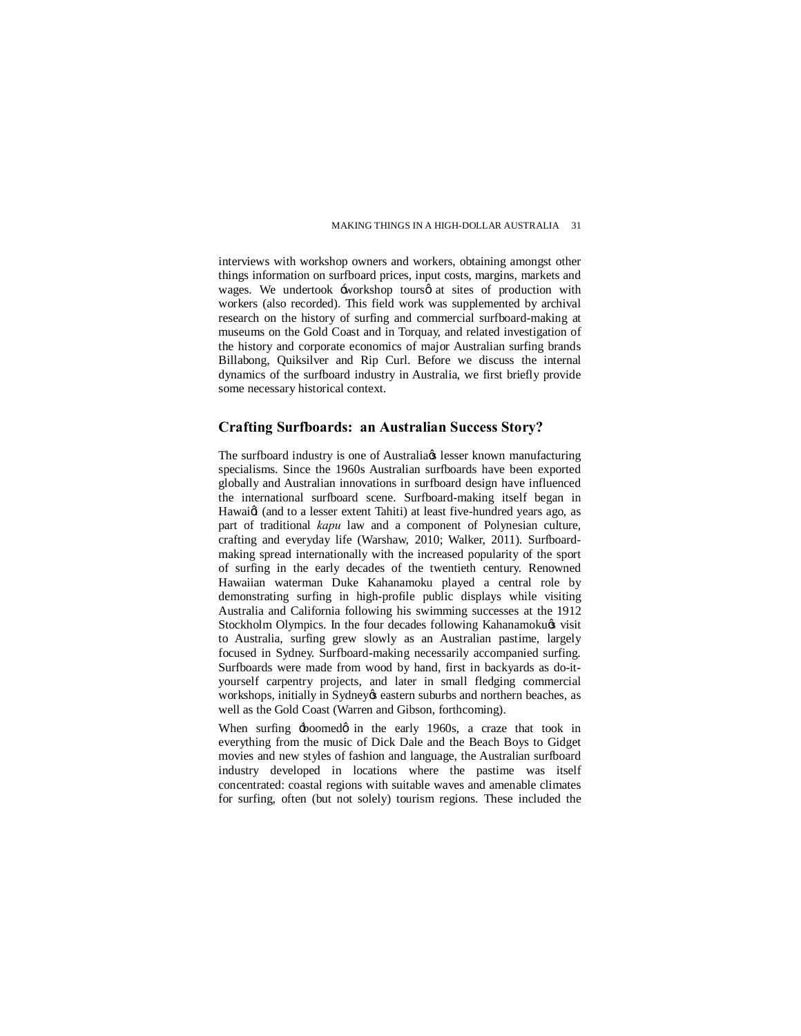interviews with workshop owners and workers, obtaining amongst other things information on surfboard prices, input costs, margins, markets and wages. We undertook 'workshop tours' at sites of production with workers (also recorded). This field work was supplemented by archival research on the history of surfing and commercial surfboard-making at museums on the Gold Coast and in Torquay, and related investigation of the history and corporate economics of major Australian surfing brands Billabong, Quiksilver and Rip Curl. Before we discuss the internal dynamics of the surfboard industry in Australia, we first briefly provide some necessary historical context.

## Crafting Surfboards: an Australian Success Story?

The surfboard industry is one of Australia's lesser known manufacturing specialisms. Since the 1960s Australian surfboards have been exported globally and Australian innovations in surfboard design have influenced the international surfboard scene. Surfboard-making itself began in Hawai'i (and to a lesser extent Tahiti) at least five-hundred years ago, as part of traditional *kapu* law and a component of Polynesian culture, crafting and everyday life (Warshaw, 2010; Walker, 2011). Surfboard-making spread internationally with the increased popularity of the sport of surfing in the early decades of the twentieth century. Renowned Hawaiian waterman Duke Kahanamoku played a central role by demonstrating surfing in high-profile public displays while visiting Australia and California following his swimming successes at the 1912 Stockholm Olympics. In the four decades following Kahanamoku's visit to Australia, surfing grew slowly as an Australian pastime, largely focused in Sydney. Surfboard-making necessarily accompanied surfing. Surfboards were made from wood by hand, first in backyards as do-it-yourself carpentry projects, and later in small fledging commercial workshops, initially in Sydney's eastern suburbs and northern beaches, as well as the Gold Coast (Warren and Gibson, forthcoming).

When surfing 'boomed' in the early 1960s, a craze that took in everything from the music of Dick Dale and the Beach Boys to Gidget movies and new styles of fashion and language, the Australian surfboard industry developed in locations where the pastime was itself concentrated: coastal regions with suitable waves and amenable climates for surfing, often (but not solely) tourism regions. These included the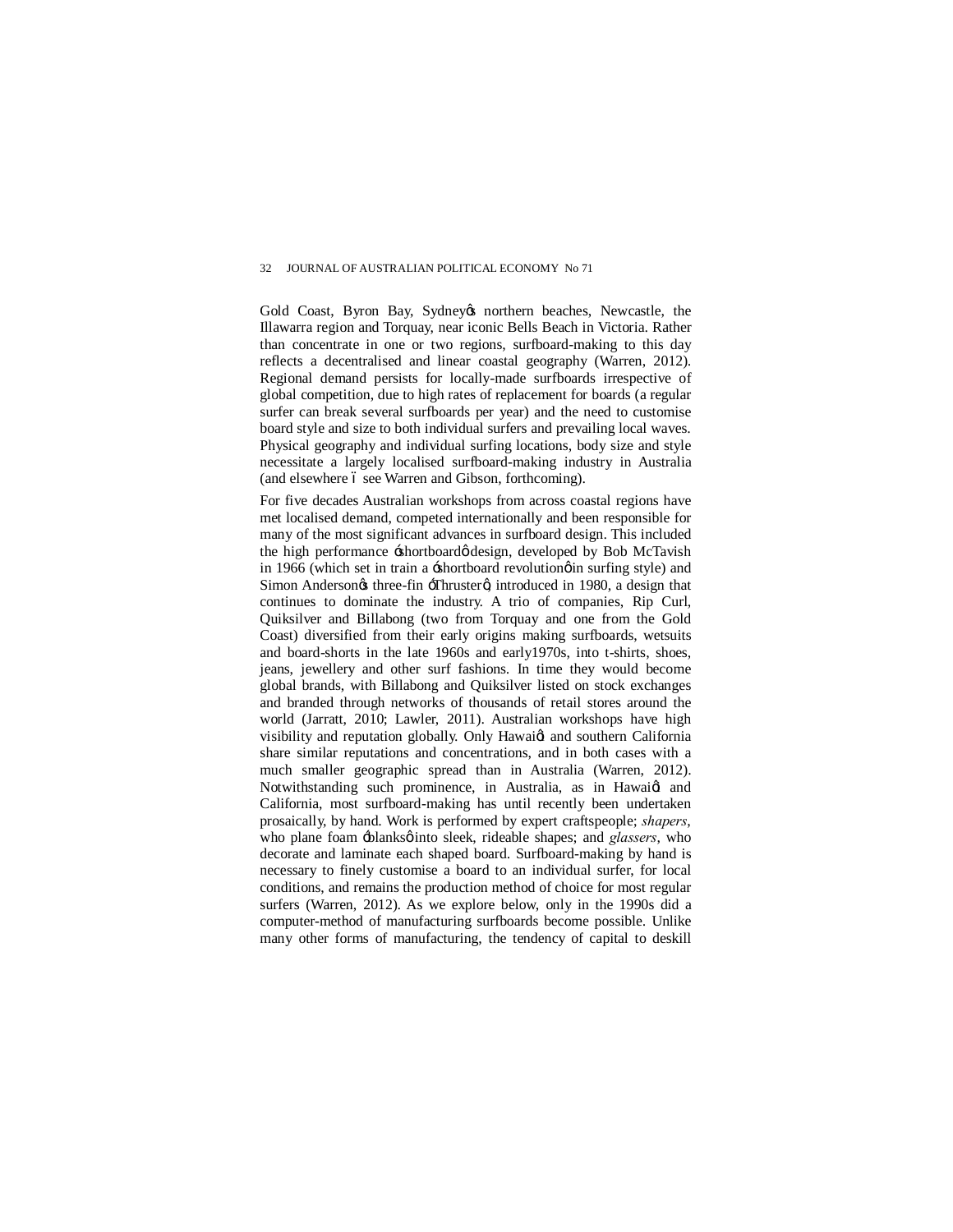Gold Coast, Byron Bay, Sydney's northern beaches, Newcastle, the Illawarra region and Torquay, near iconic Bells Beach in Victoria. Rather than concentrate in one or two regions, surfboard-making to this day reflects a decentralised and linear coastal geography (Warren, 2012). Regional demand persists for locally-made surfboards irrespective of global competition, due to high rates of replacement for boards (a regular surfer can break several surfboards per year) and the need to customise board style and size to both individual surfers and prevailing local waves. Physical geography and individual surfing locations, body size and style necessitate a largely localised surfboard-making industry in Australia (and elsewhere – see Warren and Gibson, forthcoming).

For five decades Australian workshops from across coastal regions have met localised demand, competed internationally and been responsible for many of the most significant advances in surfboard design. This included the high performance 'shortboard' design, developed by Bob McTavish in 1966 (which set in train a 'shortboard revolution' in surfing style) and Simon Anderson's three-fin 'Thruster', introduced in 1980, a design that continues to dominate the industry. A trio of companies, Rip Curl, Quiksilver and Billabong (two from Torquay and one from the Gold Coast) diversified from their early origins making surfboards, wetsuits and board-shorts in the late 1960s and early1970s, into t-shirts, shoes, jeans, jewellery and other surf fashions. In time they would become global brands, with Billabong and Quiksilver listed on stock exchanges and branded through networks of thousands of retail stores around the world (Jarratt, 2010; Lawler, 2011). Australian workshops have high visibility and reputation globally. Only Hawai'i and southern California share similar reputations and concentrations, and in both cases with a much smaller geographic spread than in Australia (Warren, 2012). Notwithstanding such prominence, in Australia, as in Hawai'i and California, most surfboard-making has until recently been undertaken prosaically, by hand. Work is performed by expert craftspeople; *shapers*, who plane foam 'blanks' into sleek, rideable shapes; and *glassers*, who decorate and laminate each shaped board. Surfboard-making by hand is necessary to finely customise a board to an individual surfer, for local conditions, and remains the production method of choice for most regular surfers (Warren, 2012). As we explore below, only in the 1990s did a computer-method of manufacturing surfboards become possible. Unlike many other forms of manufacturing, the tendency of capital to deskill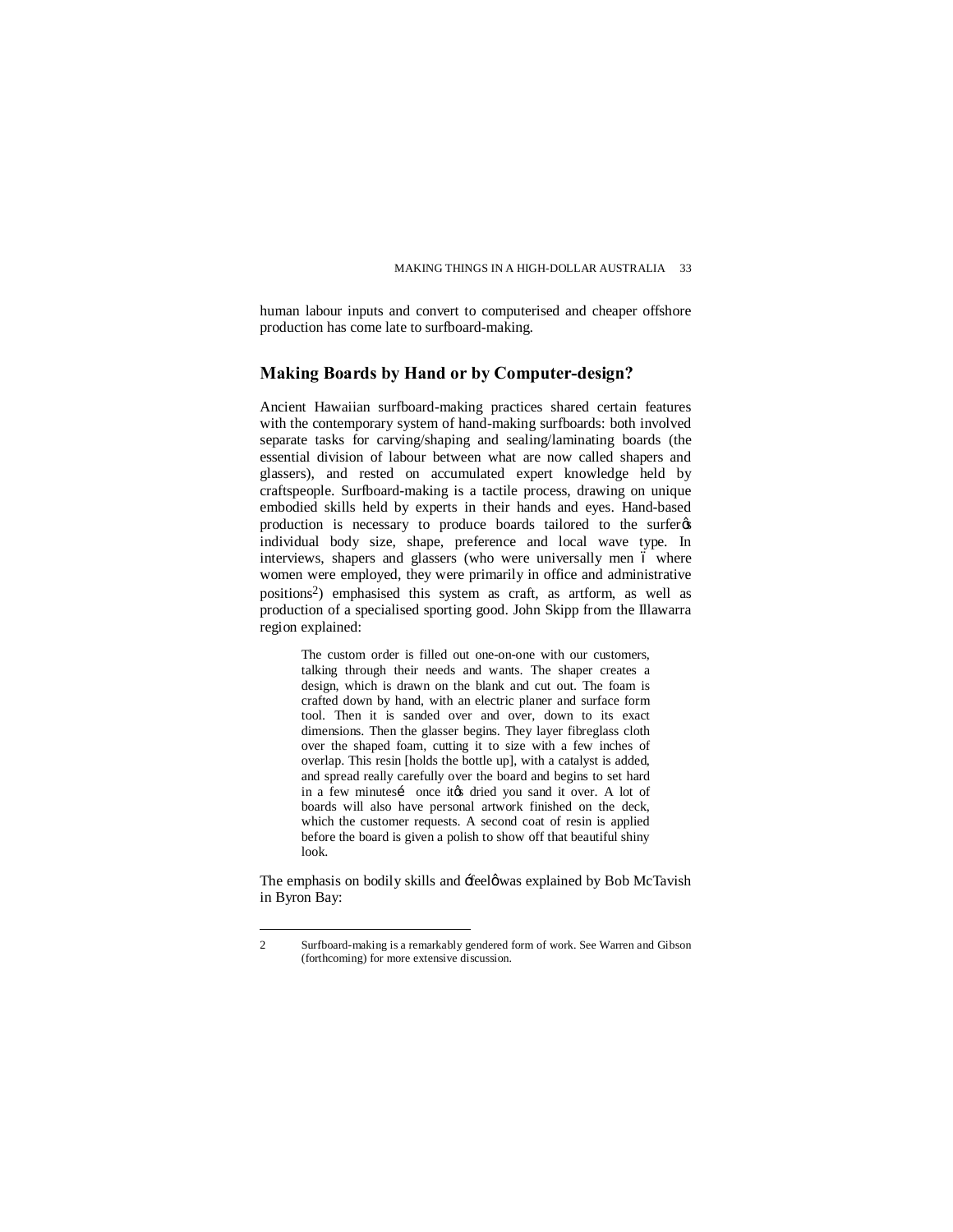human labour inputs and convert to computerised and cheaper offshore production has come late to surfboard-making.

## Making Boards by Hand or by Computer-design?

Ancient Hawaiian surfboard-making practices shared certain features with the contemporary system of hand-making surfboards: both involved separate tasks for carving/shaping and sealing/laminating boards (the essential division of labour between what are now called shapers and glassers), and rested on accumulated expert knowledge held by craftspeople. Surfboard-making is a tactile process, drawing on unique embodied skills held by experts in their hands and eyes. Hand-based production is necessary to produce boards tailored to the surfer's individual body size, shape, preference and local wave type. In interviews, shapers and glassers (who were universally men – where women were employed, they were primarily in office and administrative positions[2]) emphasised this system as craft, as artform, as well as production of a specialised sporting good. John Skipp from the Illawarra region explained:

> The custom order is filled out one-on-one with our customers, talking through their needs and wants. The shaper creates a design, which is drawn on the blank and cut out. The foam is crafted down by hand, with an electric planer and surface form tool. Then it is sanded over and over, down to its exact dimensions. Then the glasser begins. They layer fibreglass cloth over the shaped foam, cutting it to size with a few inches of overlap. This resin [holds the bottle up], with a catalyst is added, and spread really carefully over the board and begins to set hard in a few minutes… once it's dried you sand it over. A lot of boards will also have personal artwork finished on the deck, which the customer requests. A second coat of resin is applied before the board is given a polish to show off that beautiful shiny look.

The emphasis on bodily skills and 'feel' was explained by Bob McTavish in Byron Bay:

---

2 Surfboard-making is a remarkably gendered form of work. See Warren and Gibson (forthcoming) for more extensive discussion.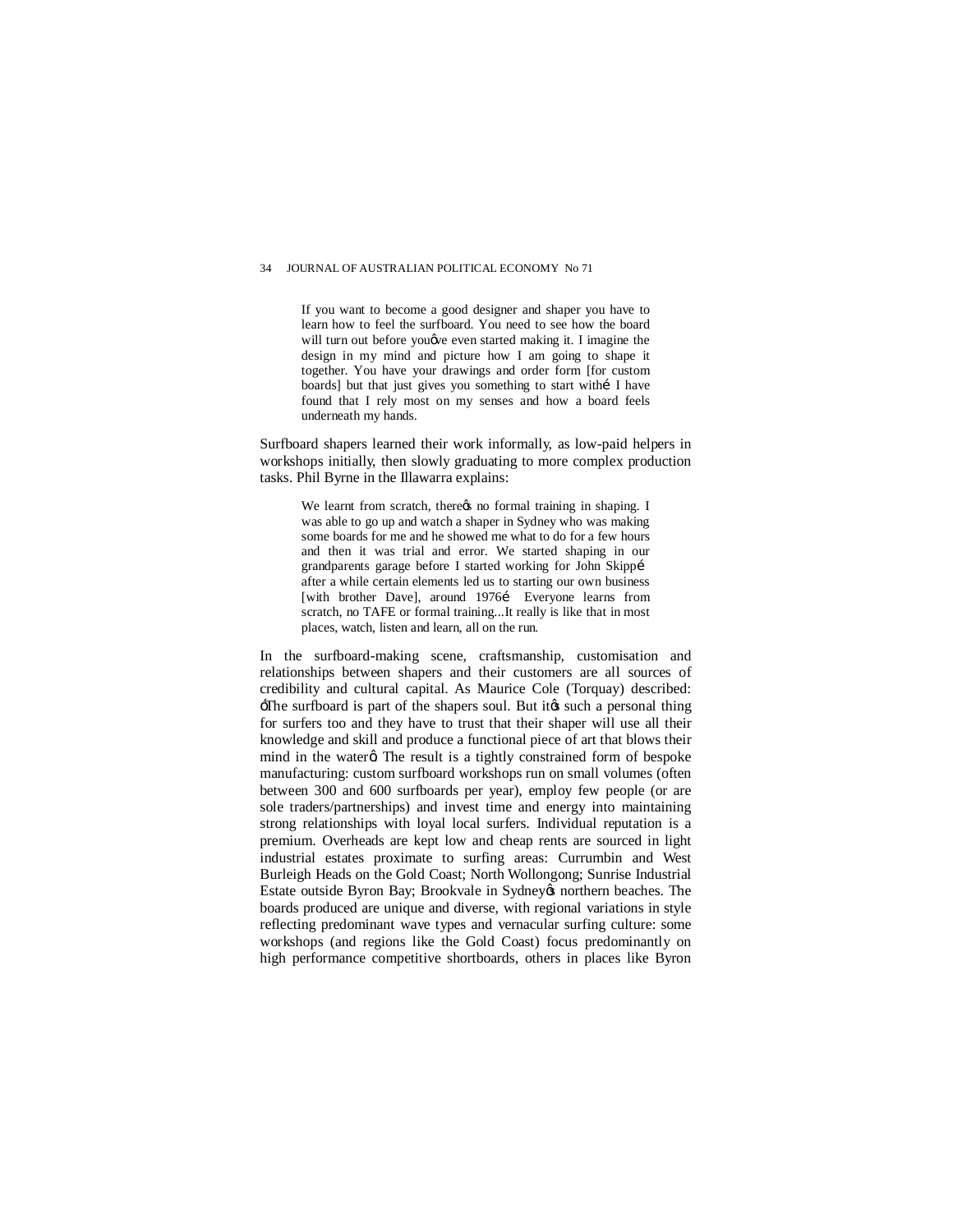> If you want to become a good designer and shaper you have to learn how to feel the surfboard. You need to see how the board will turn out before you've even started making it. I imagine the design in my mind and picture how I am going to shape it together. You have your drawings and order form [for custom boards] but that just gives you something to start with… I have found that I rely most on my senses and how a board feels underneath my hands.

Surfboard shapers learned their work informally, as low-paid helpers in workshops initially, then slowly graduating to more complex production tasks. Phil Byrne in the Illawarra explains:

> We learnt from scratch, there's no formal training in shaping. I was able to go up and watch a shaper in Sydney who was making some boards for me and he showed me what to do for a few hours and then it was trial and error. We started shaping in our grandparents garage before I started working for John Skipp… after a while certain elements led us to starting our own business [with brother Dave], around 1976… Everyone learns from scratch, no TAFE or formal training...It really is like that in most places, watch, listen and learn, all on the run.

In the surfboard-making scene, craftsmanship, customisation and relationships between shapers and their customers are all sources of credibility and cultural capital. As Maurice Cole (Torquay) described: 'The surfboard is part of the shapers soul. But it's such a personal thing for surfers too and they have to trust that their shaper will use all their knowledge and skill and produce a functional piece of art that blows their mind in the water'. The result is a tightly constrained form of bespoke manufacturing: custom surfboard workshops run on small volumes (often between 300 and 600 surfboards per year), employ few people (or are sole traders/partnerships) and invest time and energy into maintaining strong relationships with loyal local surfers. Individual reputation is a premium. Overheads are kept low and cheap rents are sourced in light industrial estates proximate to surfing areas: Currumbin and West Burleigh Heads on the Gold Coast; North Wollongong; Sunrise Industrial Estate outside Byron Bay; Brookvale in Sydney's northern beaches. The boards produced are unique and diverse, with regional variations in style reflecting predominant wave types and vernacular surfing culture: some workshops (and regions like the Gold Coast) focus predominantly on high performance competitive shortboards, others in places like Byron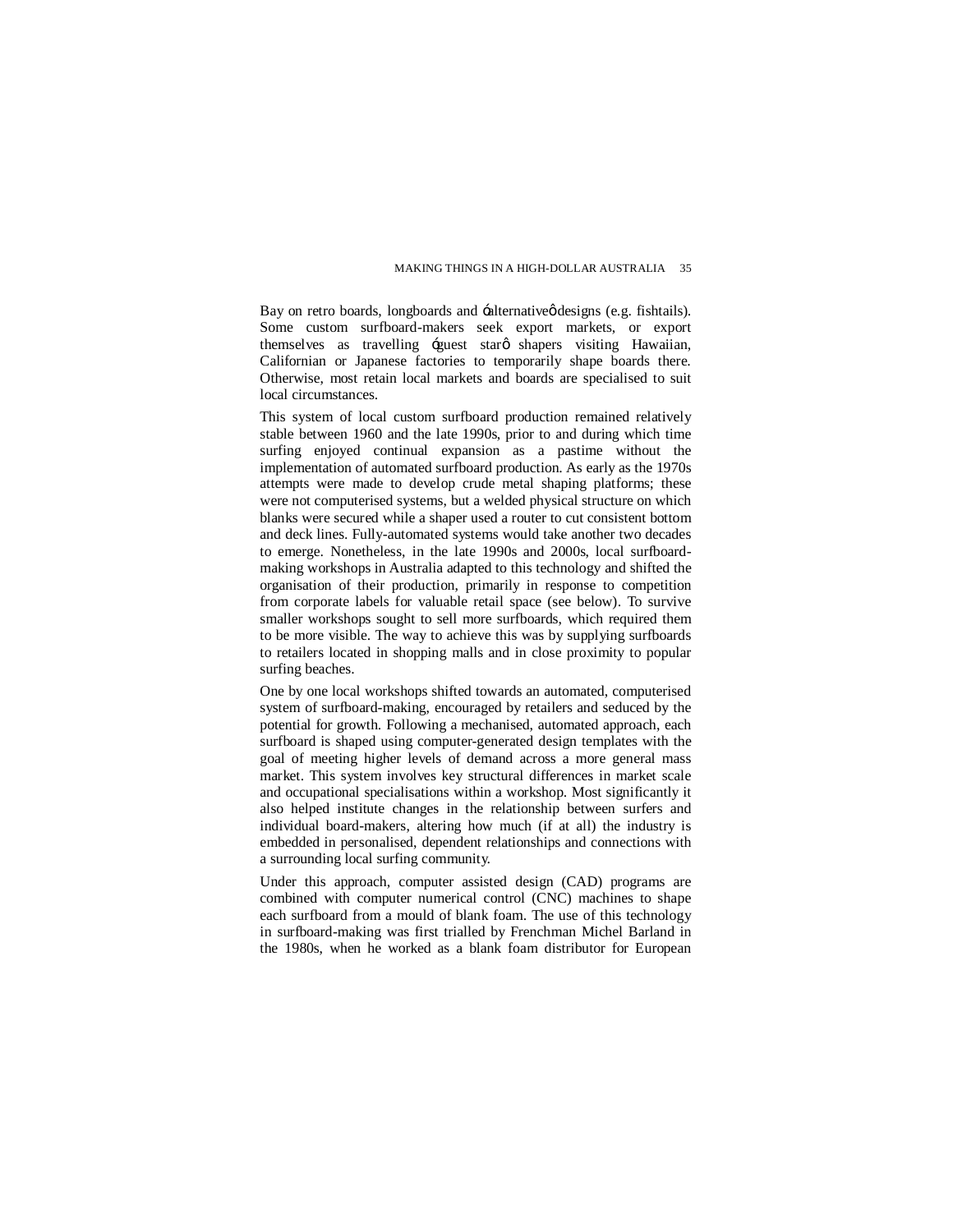Bay on retro boards, longboards and 'alternative' designs (e.g. fishtails). Some custom surfboard-makers seek export markets, or export themselves as travelling 'guest star' shapers visiting Hawaiian, Californian or Japanese factories to temporarily shape boards there. Otherwise, most retain local markets and boards are specialised to suit local circumstances.

This system of local custom surfboard production remained relatively stable between 1960 and the late 1990s, prior to and during which time surfing enjoyed continual expansion as a pastime without the implementation of automated surfboard production. As early as the 1970s attempts were made to develop crude metal shaping platforms; these were not computerised systems, but a welded physical structure on which blanks were secured while a shaper used a router to cut consistent bottom and deck lines. Fully-automated systems would take another two decades to emerge. Nonetheless, in the late 1990s and 2000s, local surfboard-making workshops in Australia adapted to this technology and shifted the organisation of their production, primarily in response to competition from corporate labels for valuable retail space (see below). To survive smaller workshops sought to sell more surfboards, which required them to be more visible. The way to achieve this was by supplying surfboards to retailers located in shopping malls and in close proximity to popular surfing beaches.

One by one local workshops shifted towards an automated, computerised system of surfboard-making, encouraged by retailers and seduced by the potential for growth. Following a mechanised, automated approach, each surfboard is shaped using computer-generated design templates with the goal of meeting higher levels of demand across a more general mass market. This system involves key structural differences in market scale and occupational specialisations within a workshop. Most significantly it also helped institute changes in the relationship between surfers and individual board-makers, altering how much (if at all) the industry is embedded in personalised, dependent relationships and connections with a surrounding local surfing community.

Under this approach, computer assisted design (CAD) programs are combined with computer numerical control (CNC) machines to shape each surfboard from a mould of blank foam. The use of this technology in surfboard-making was first trialled by Frenchman Michel Barland in the 1980s, when he worked as a blank foam distributor for European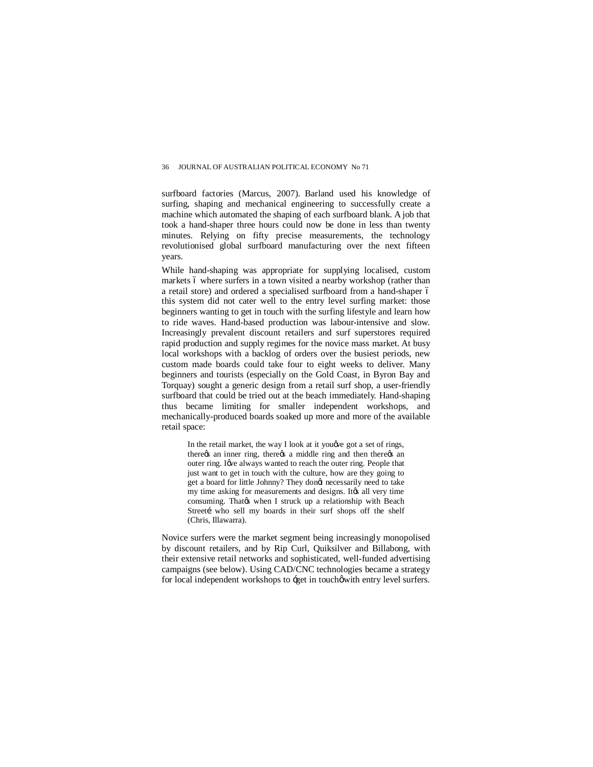surfboard factories (Marcus, 2007). Barland used his knowledge of surfing, shaping and mechanical engineering to successfully create a machine which automated the shaping of each surfboard blank. A job that took a hand-shaper three hours could now be done in less than twenty minutes. Relying on fifty precise measurements, the technology revolutionised global surfboard manufacturing over the next fifteen years.

While hand-shaping was appropriate for supplying localised, custom markets – where surfers in a town visited a nearby workshop (rather than a retail store) and ordered a specialised surfboard from a hand-shaper – this system did not cater well to the entry level surfing market: those beginners wanting to get in touch with the surfing lifestyle and learn how to ride waves. Hand-based production was labour-intensive and slow. Increasingly prevalent discount retailers and surf superstores required rapid production and supply regimes for the novice mass market. At busy local workshops with a backlog of orders over the busiest periods, new custom made boards could take four to eight weeks to deliver. Many beginners and tourists (especially on the Gold Coast, in Byron Bay and Torquay) sought a generic design from a retail surf shop, a user-friendly surfboard that could be tried out at the beach immediately. Hand-shaping thus became limiting for smaller independent workshops, and mechanically-produced boards soaked up more and more of the available retail space:

> In the retail market, the way I look at it you've got a set of rings, there's an inner ring, there's a middle ring and then there's an outer ring. I've always wanted to reach the outer ring. People that just want to get in touch with the culture, how are they going to get a board for little Johnny? They don't necessarily need to take my time asking for measurements and designs. It's all very time consuming. That's when I struck up a relationship with Beach Street… who sell my boards in their surf shops off the shelf (Chris, Illawarra).

Novice surfers were the market segment being increasingly monopolised by discount retailers, and by Rip Curl, Quiksilver and Billabong, with their extensive retail networks and sophisticated, well-funded advertising campaigns (see below). Using CAD/CNC technologies became a strategy for local independent workshops to 'get in touch' with entry level surfers.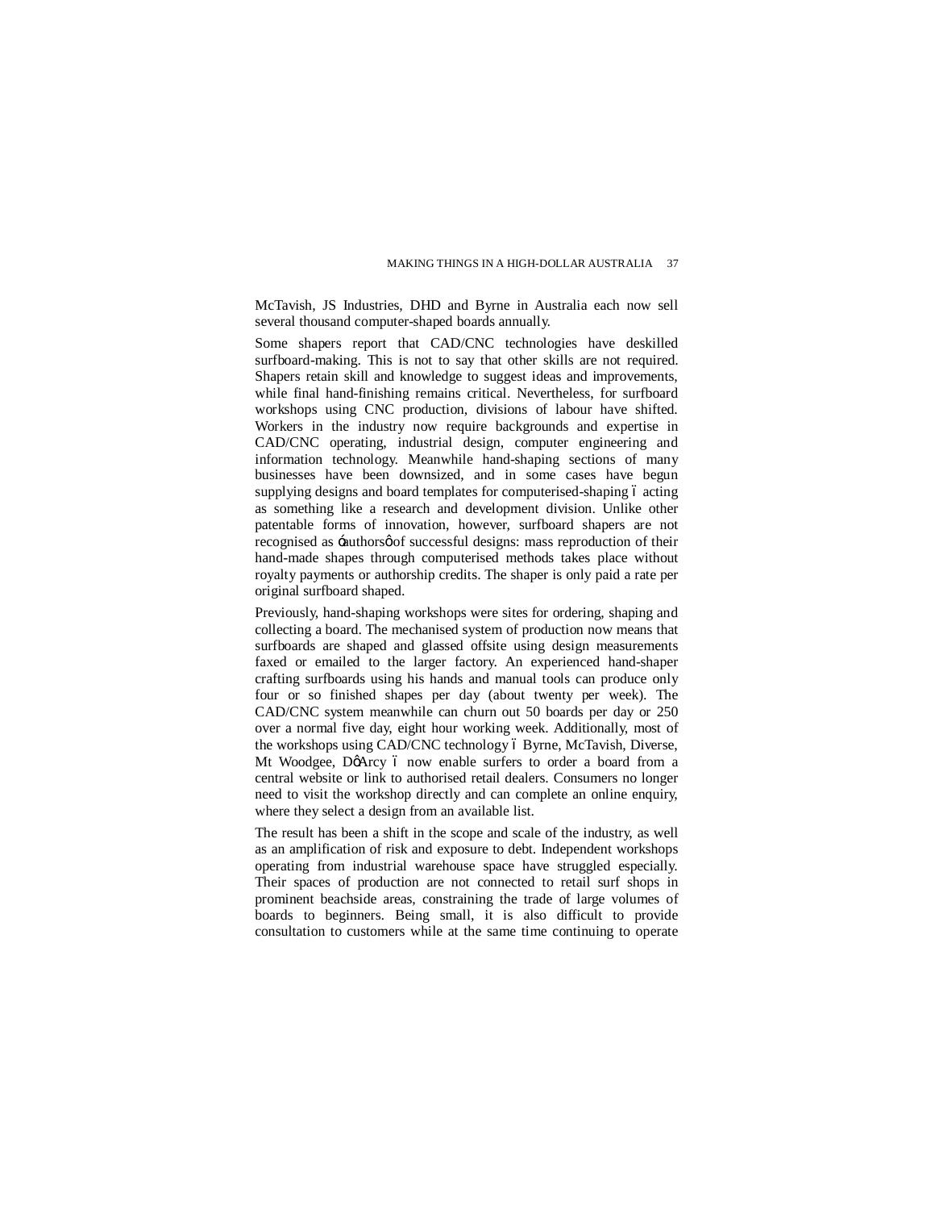McTavish, JS Industries, DHD and Byrne in Australia each now sell several thousand computer-shaped boards annually.

Some shapers report that CAD/CNC technologies have deskilled surfboard-making. This is not to say that other skills are not required. Shapers retain skill and knowledge to suggest ideas and improvements, while final hand-finishing remains critical. Nevertheless, for surfboard workshops using CNC production, divisions of labour have shifted. Workers in the industry now require backgrounds and expertise in CAD/CNC operating, industrial design, computer engineering and information technology. Meanwhile hand-shaping sections of many businesses have been downsized, and in some cases have begun supplying designs and board templates for computerised-shaping – acting as something like a research and development division. Unlike other patentable forms of innovation, however, surfboard shapers are not recognised as 'authors' of successful designs: mass reproduction of their hand-made shapes through computerised methods takes place without royalty payments or authorship credits. The shaper is only paid a rate per original surfboard shaped.

Previously, hand-shaping workshops were sites for ordering, shaping and collecting a board. The mechanised system of production now means that surfboards are shaped and glassed offsite using design measurements faxed or emailed to the larger factory. An experienced hand-shaper crafting surfboards using his hands and manual tools can produce only four or so finished shapes per day (about twenty per week). The CAD/CNC system meanwhile can churn out 50 boards per day or 250 over a normal five day, eight hour working week. Additionally, most of the workshops using CAD/CNC technology – Byrne, McTavish, Diverse, Mt Woodgee, D'Arcy – now enable surfers to order a board from a central website or link to authorised retail dealers. Consumers no longer need to visit the workshop directly and can complete an online enquiry, where they select a design from an available list.

The result has been a shift in the scope and scale of the industry, as well as an amplification of risk and exposure to debt. Independent workshops operating from industrial warehouse space have struggled especially. Their spaces of production are not connected to retail surf shops in prominent beachside areas, constraining the trade of large volumes of boards to beginners. Being small, it is also difficult to provide consultation to customers while at the same time continuing to operate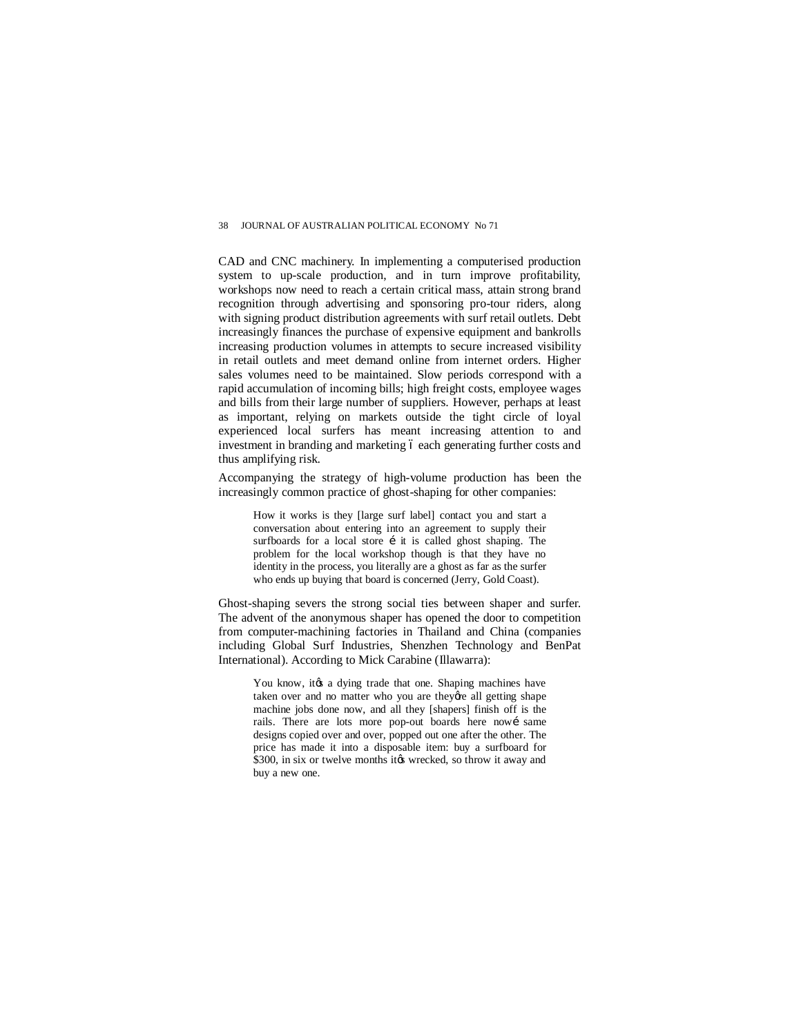CAD and CNC machinery. In implementing a computerised production system to up-scale production, and in turn improve profitability, workshops now need to reach a certain critical mass, attain strong brand recognition through advertising and sponsoring pro-tour riders, along with signing product distribution agreements with surf retail outlets. Debt increasingly finances the purchase of expensive equipment and bankrolls increasing production volumes in attempts to secure increased visibility in retail outlets and meet demand online from internet orders. Higher sales volumes need to be maintained. Slow periods correspond with a rapid accumulation of incoming bills; high freight costs, employee wages and bills from their large number of suppliers. However, perhaps at least as important, relying on markets outside the tight circle of loyal experienced local surfers has meant increasing attention to and investment in branding and marketing – each generating further costs and thus amplifying risk.

Accompanying the strategy of high-volume production has been the increasingly common practice of ghost-shaping for other companies:

> How it works is they [large surf label] contact you and start a conversation about entering into an agreement to supply their surfboards for a local store … it is called ghost shaping. The problem for the local workshop though is that they have no identity in the process, you literally are a ghost as far as the surfer who ends up buying that board is concerned (Jerry, Gold Coast).

Ghost-shaping severs the strong social ties between shaper and surfer. The advent of the anonymous shaper has opened the door to competition from computer-machining factories in Thailand and China (companies including Global Surf Industries, Shenzhen Technology and BenPat International). According to Mick Carabine (Illawarra):

> You know, it's a dying trade that one. Shaping machines have taken over and no matter who you are they're all getting shape machine jobs done now, and all they [shapers] finish off is the rails. There are lots more pop-out boards here now… same designs copied over and over, popped out one after the other. The price has made it into a disposable item: buy a surfboard for $300, in six or twelve months it's wrecked, so throw it away and buy a new one.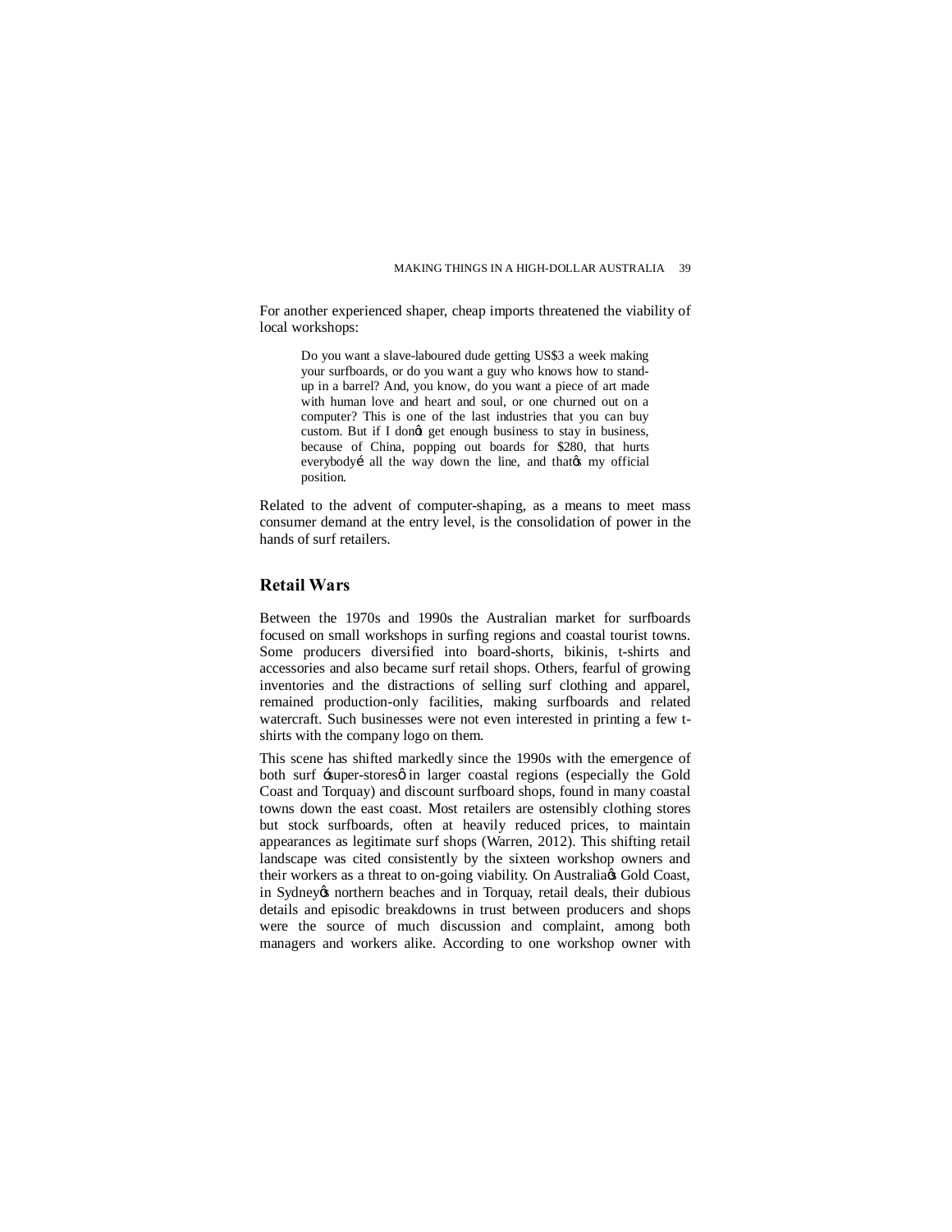For another experienced shaper, cheap imports threatened the viability of local workshops:

> Do you want a slave-laboured dude getting US$3 a week making your surfboards, or do you want a guy who knows how to stand-up in a barrel? And, you know, do you want a piece of art made with human love and heart and soul, or one churned out on a computer? This is one of the last industries that you can buy custom. But if I donǿt get enough business to stay in business, because of China, popping out boards for $280, that hurts everybodyé all the way down the line, and thatǿs my official position.

Related to the advent of computer-shaping, as a means to meet mass consumer demand at the entry level, is the consolidation of power in the hands of surf retailers.

## Retail Wars

Between the 1970s and 1990s the Australian market for surfboards focused on small workshops in surfing regions and coastal tourist towns. Some producers diversified into board-shorts, bikinis, t-shirts and accessories and also became surf retail shops. Others, fearful of growing inventories and the distractions of selling surf clothing and apparel, remained production-only facilities, making surfboards and related watercraft. Such businesses were not even interested in printing a few t-shirts with the company logo on them.

This scene has shifted markedly since the 1990s with the emergence of both surf ósuper-storesǿ in larger coastal regions (especially the Gold Coast and Torquay) and discount surfboard shops, found in many coastal towns down the east coast. Most retailers are ostensibly clothing stores but stock surfboards, often at heavily reduced prices, to maintain appearances as legitimate surf shops (Warren, 2012). This shifting retail landscape was cited consistently by the sixteen workshop owners and their workers as a threat to on-going viability. On Australiaǿs Gold Coast, in Sydneyǿs northern beaches and in Torquay, retail deals, their dubious details and episodic breakdowns in trust between producers and shops were the source of much discussion and complaint, among both managers and workers alike. According to one workshop owner with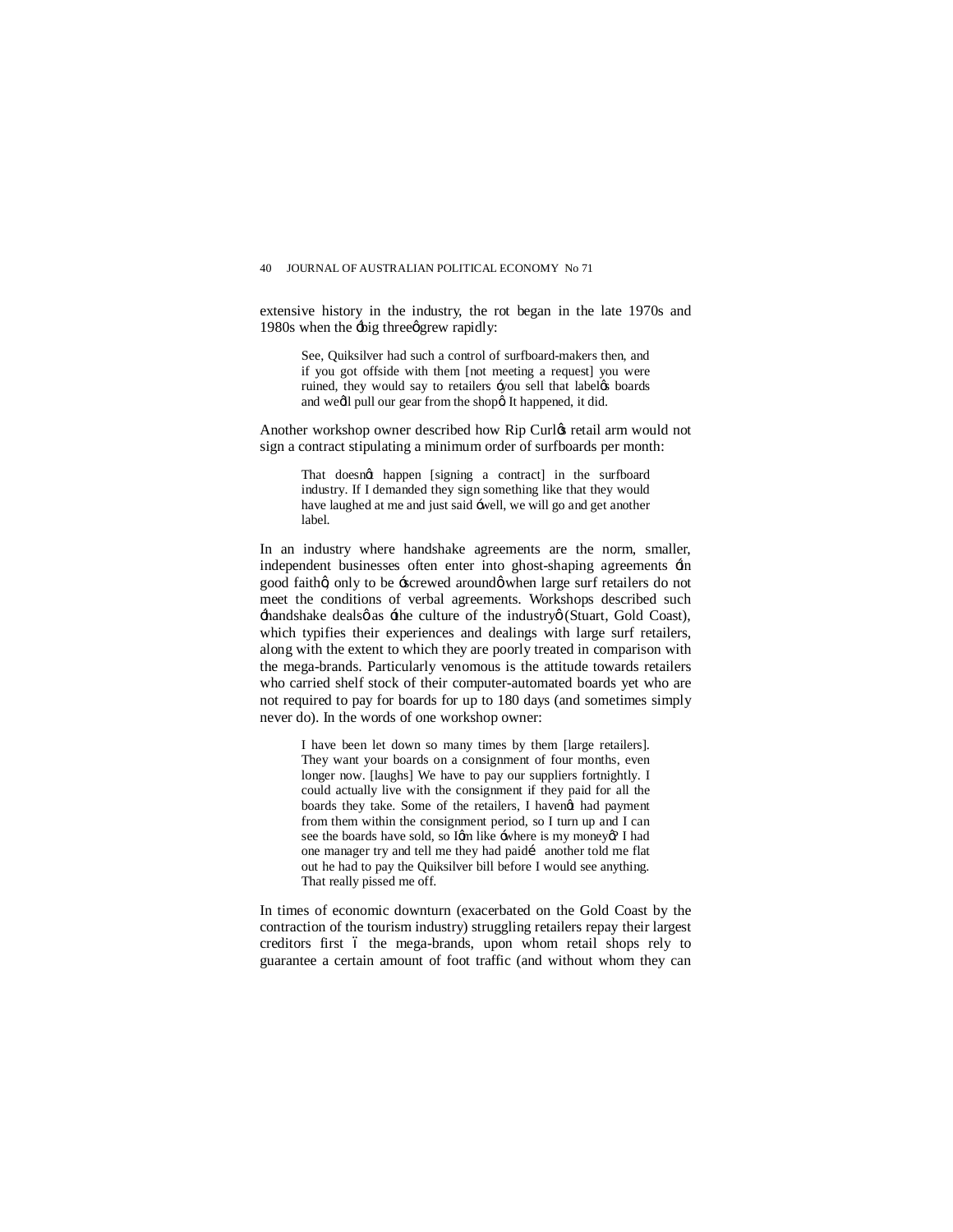extensive history in the industry, the rot began in the late 1970s and 1980s when the 'big three' grew rapidly:

> See, Quiksilver had such a control of surfboard-makers then, and if you got offside with them [not meeting a request] you were ruined, they would say to retailers 'you sell that label's boards and we'll pull our gear from the shop'. It happened, it did.

Another workshop owner described how Rip Curl's retail arm would not sign a contract stipulating a minimum order of surfboards per month:

> That doesn't happen [signing a contract] in the surfboard industry. If I demanded they sign something like that they would have laughed at me and just said 'well, we will go and get another label.

In an industry where handshake agreements are the norm, smaller, independent businesses often enter into ghost-shaping agreements 'in good faith', only to be 'screwed around' when large surf retailers do not meet the conditions of verbal agreements. Workshops described such 'handshake deals' as 'the culture of the industry' (Stuart, Gold Coast), which typifies their experiences and dealings with large surf retailers, along with the extent to which they are poorly treated in comparison with the mega-brands. Particularly venomous is the attitude towards retailers who carried shelf stock of their computer-automated boards yet who are not required to pay for boards for up to 180 days (and sometimes simply never do). In the words of one workshop owner:

> I have been let down so many times by them [large retailers]. They want your boards on a consignment of four months, even longer now. [laughs] We have to pay our suppliers fortnightly. I could actually live with the consignment if they paid for all the boards they take. Some of the retailers, I haven't had payment from them within the consignment period, so I turn up and I can see the boards have sold, so I'm like 'where is my money?' I had one manager try and tell me they had paid… another told me flat out he had to pay the Quiksilver bill before I would see anything. That really pissed me off.

In times of economic downturn (exacerbated on the Gold Coast by the contraction of the tourism industry) struggling retailers repay their largest creditors first – the mega-brands, upon whom retail shops rely to guarantee a certain amount of foot traffic (and without whom they can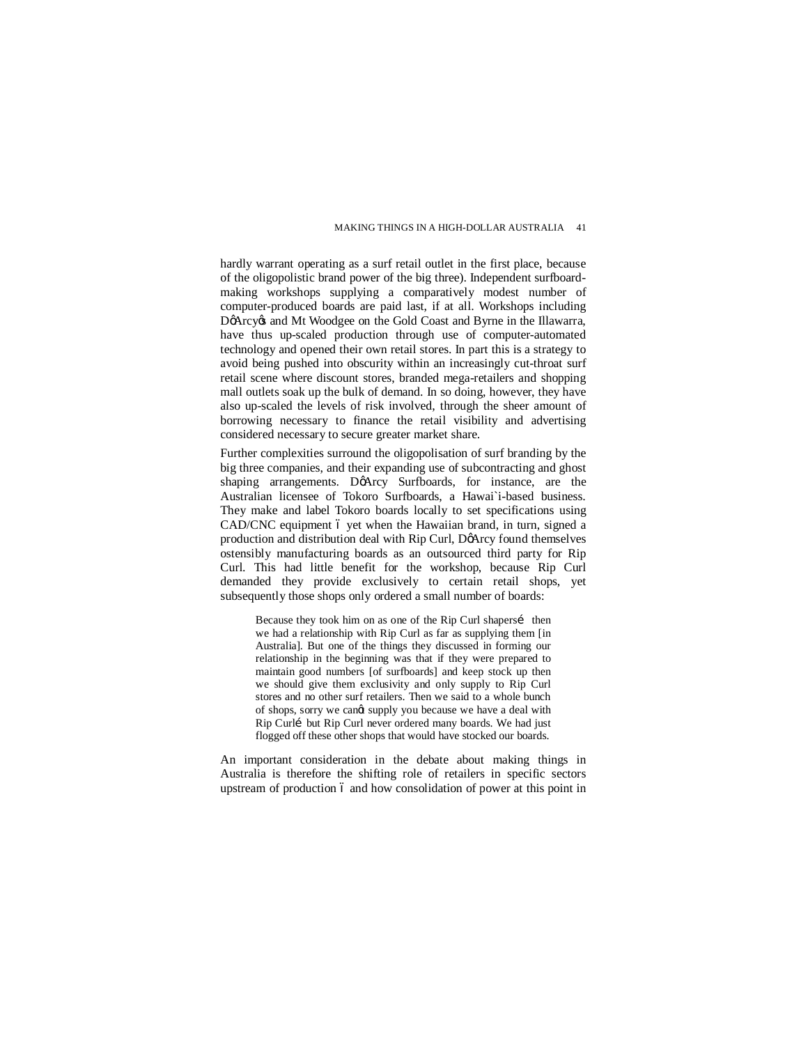hardly warrant operating as a surf retail outlet in the first place, because of the oligopolistic brand power of the big three). Independent surfboard-making workshops supplying a comparatively modest number of computer-produced boards are paid last, if at all. Workshops including D'Arcy's and Mt Woodgee on the Gold Coast and Byrne in the Illawarra, have thus up-scaled production through use of computer-automated technology and opened their own retail stores. In part this is a strategy to avoid being pushed into obscurity within an increasingly cut-throat surf retail scene where discount stores, branded mega-retailers and shopping mall outlets soak up the bulk of demand. In so doing, however, they have also up-scaled the levels of risk involved, through the sheer amount of borrowing necessary to finance the retail visibility and advertising considered necessary to secure greater market share.

Further complexities surround the oligopolisation of surf branding by the big three companies, and their expanding use of subcontracting and ghost shaping arrangements. D'Arcy Surfboards, for instance, are the Australian licensee of Tokoro Surfboards, a Hawai`i-based business. They make and label Tokoro boards locally to set specifications using CAD/CNC equipment – yet when the Hawaiian brand, in turn, signed a production and distribution deal with Rip Curl, D'Arcy found themselves ostensibly manufacturing boards as an outsourced third party for Rip Curl. This had little benefit for the workshop, because Rip Curl demanded they provide exclusively to certain retail shops, yet subsequently those shops only ordered a small number of boards:

> Because they took him on as one of the Rip Curl shapers… then we had a relationship with Rip Curl as far as supplying them [in Australia]. But one of the things they discussed in forming our relationship in the beginning was that if they were prepared to maintain good numbers [of surfboards] and keep stock up then we should give them exclusivity and only supply to Rip Curl stores and no other surf retailers. Then we said to a whole bunch of shops, sorry we can't supply you because we have a deal with Rip Curl… but Rip Curl never ordered many boards. We had just flogged off these other shops that would have stocked our boards.

An important consideration in the debate about making things in Australia is therefore the shifting role of retailers in specific sectors upstream of production – and how consolidation of power at this point in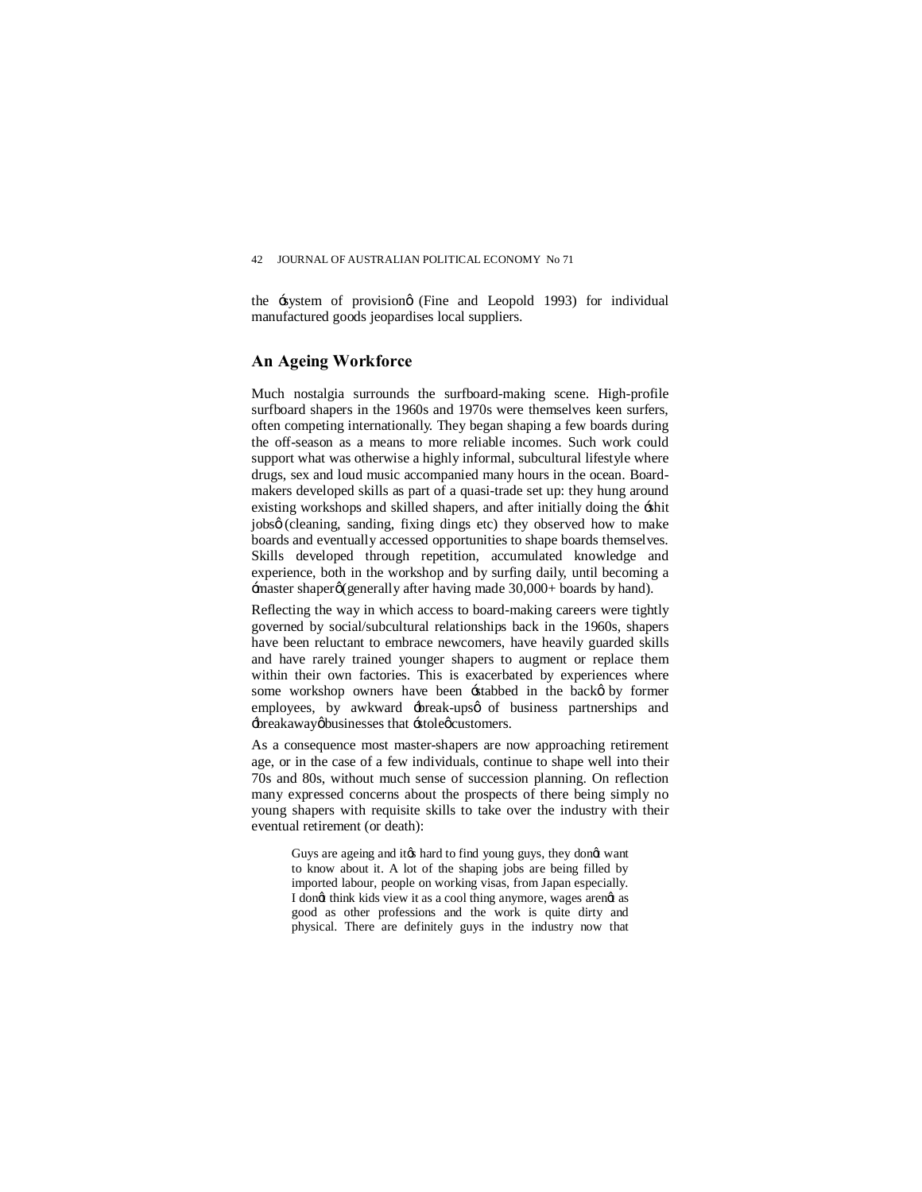the 'system of provision' (Fine and Leopold 1993) for individual manufactured goods jeopardises local suppliers.

## An Ageing Workforce

Much nostalgia surrounds the surfboard-making scene. High-profile surfboard shapers in the 1960s and 1970s were themselves keen surfers, often competing internationally. They began shaping a few boards during the off-season as a means to more reliable incomes. Such work could support what was otherwise a highly informal, subcultural lifestyle where drugs, sex and loud music accompanied many hours in the ocean. Board-makers developed skills as part of a quasi-trade set up: they hung around existing workshops and skilled shapers, and after initially doing the 'shit jobs' (cleaning, sanding, fixing dings etc) they observed how to make boards and eventually accessed opportunities to shape boards themselves. Skills developed through repetition, accumulated knowledge and experience, both in the workshop and by surfing daily, until becoming a 'master shaper' (generally after having made 30,000+ boards by hand).

Reflecting the way in which access to board-making careers were tightly governed by social/subcultural relationships back in the 1960s, shapers have been reluctant to embrace newcomers, have heavily guarded skills and have rarely trained younger shapers to augment or replace them within their own factories. This is exacerbated by experiences where some workshop owners have been 'stabbed in the back' by former employees, by awkward 'break-ups' of business partnerships and 'breakaway' businesses that 'stole' customers.

As a consequence most master-shapers are now approaching retirement age, or in the case of a few individuals, continue to shape well into their 70s and 80s, without much sense of succession planning. On reflection many expressed concerns about the prospects of there being simply no young shapers with requisite skills to take over the industry with their eventual retirement (or death):

> Guys are ageing and it's hard to find young guys, they don't want to know about it. A lot of the shaping jobs are being filled by imported labour, people on working visas, from Japan especially. I don't think kids view it as a cool thing anymore, wages aren't as good as other professions and the work is quite dirty and physical. There are definitely guys in the industry now that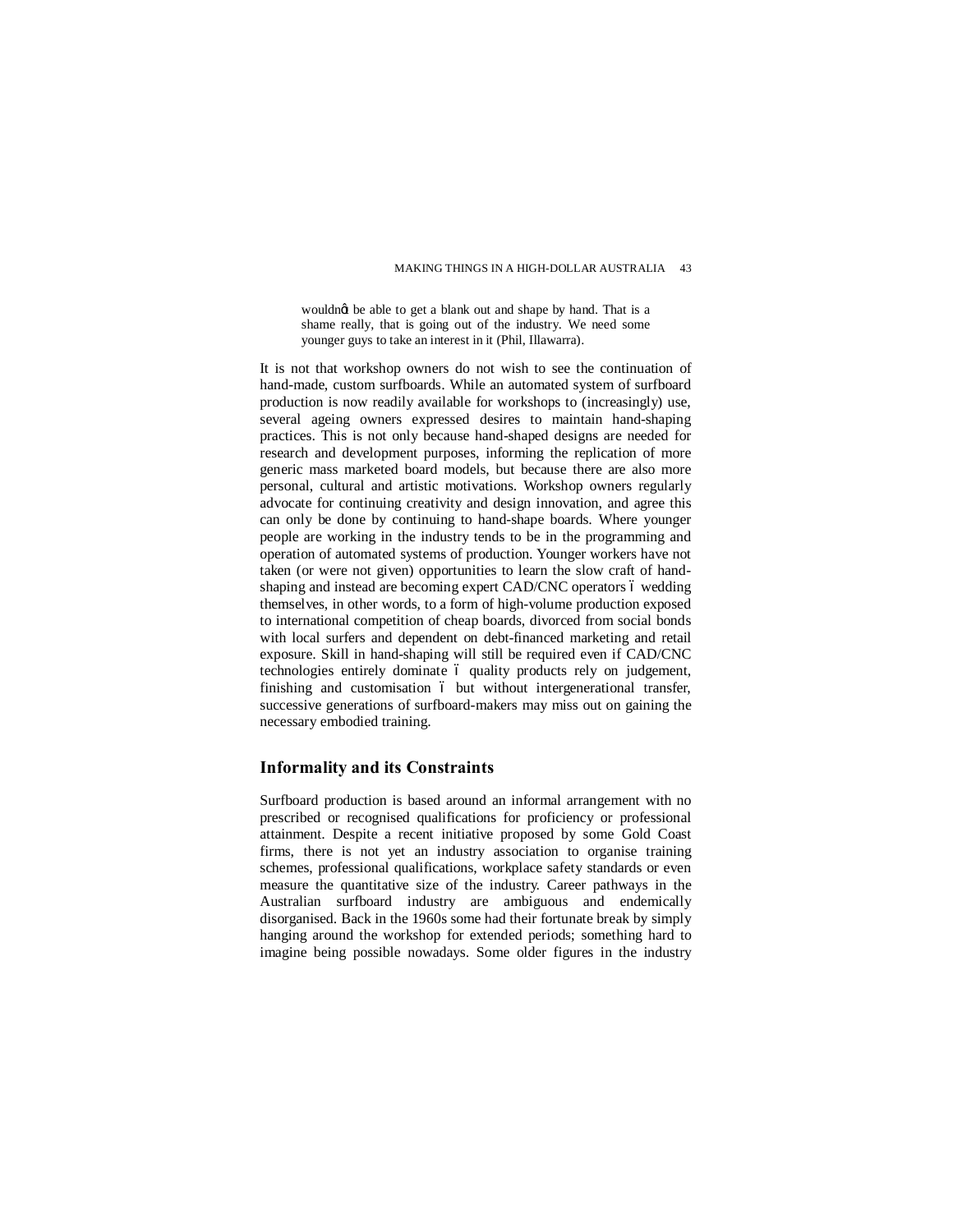> wouldn't be able to get a blank out and shape by hand. That is a shame really, that is going out of the industry. We need some younger guys to take an interest in it (Phil, Illawarra).

It is not that workshop owners do not wish to see the continuation of hand-made, custom surfboards. While an automated system of surfboard production is now readily available for workshops to (increasingly) use, several ageing owners expressed desires to maintain hand-shaping practices. This is not only because hand-shaped designs are needed for research and development purposes, informing the replication of more generic mass marketed board models, but because there are also more personal, cultural and artistic motivations. Workshop owners regularly advocate for continuing creativity and design innovation, and agree this can only be done by continuing to hand-shape boards. Where younger people are working in the industry tends to be in the programming and operation of automated systems of production. Younger workers have not taken (or were not given) opportunities to learn the slow craft of hand-shaping and instead are becoming expert CAD/CNC operators – wedding themselves, in other words, to a form of high-volume production exposed to international competition of cheap boards, divorced from social bonds with local surfers and dependent on debt-financed marketing and retail exposure. Skill in hand-shaping will still be required even if CAD/CNC technologies entirely dominate – quality products rely on judgement, finishing and customisation – but without intergenerational transfer, successive generations of surfboard-makers may miss out on gaining the necessary embodied training.

## Informality and its Constraints

Surfboard production is based around an informal arrangement with no prescribed or recognised qualifications for proficiency or professional attainment. Despite a recent initiative proposed by some Gold Coast firms, there is not yet an industry association to organise training schemes, professional qualifications, workplace safety standards or even measure the quantitative size of the industry. Career pathways in the Australian surfboard industry are ambiguous and endemically disorganised. Back in the 1960s some had their fortunate break by simply hanging around the workshop for extended periods; something hard to imagine being possible nowadays. Some older figures in the industry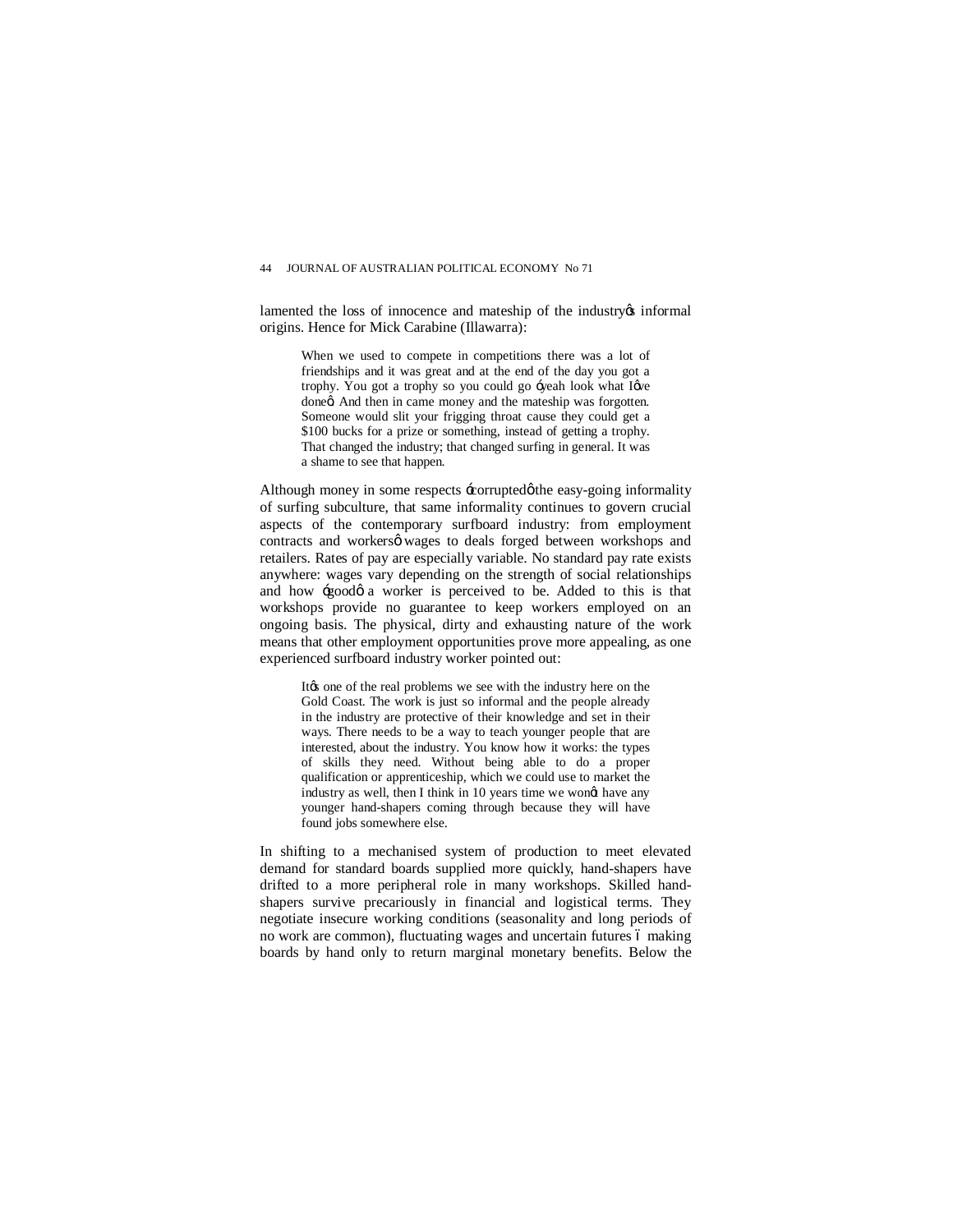lamented the loss of innocence and mateship of the industry's informal origins. Hence for Mick Carabine (Illawarra):

> When we used to compete in competitions there was a lot of friendships and it was great and at the end of the day you got a trophy. You got a trophy so you could go 'yeah look what I've done'. And then in came money and the mateship was forgotten. Someone would slit your frigging throat cause they could get a $100 bucks for a prize or something, instead of getting a trophy. That changed the industry; that changed surfing in general. It was a shame to see that happen.

Although money in some respects 'corrupted' the easy-going informality of surfing subculture, that same informality continues to govern crucial aspects of the contemporary surfboard industry: from employment contracts and workers' wages to deals forged between workshops and retailers. Rates of pay are especially variable. No standard pay rate exists anywhere: wages vary depending on the strength of social relationships and how 'good' a worker is perceived to be. Added to this is that workshops provide no guarantee to keep workers employed on an ongoing basis. The physical, dirty and exhausting nature of the work means that other employment opportunities prove more appealing, as one experienced surfboard industry worker pointed out:

> It's one of the real problems we see with the industry here on the Gold Coast. The work is just so informal and the people already in the industry are protective of their knowledge and set in their ways. There needs to be a way to teach younger people that are interested, about the industry. You know how it works: the types of skills they need. Without being able to do a proper qualification or apprenticeship, which we could use to market the industry as well, then I think in 10 years time we won't have any younger hand-shapers coming through because they will have found jobs somewhere else.

In shifting to a mechanised system of production to meet elevated demand for standard boards supplied more quickly, hand-shapers have drifted to a more peripheral role in many workshops. Skilled hand-shapers survive precariously in financial and logistical terms. They negotiate insecure working conditions (seasonality and long periods of no work are common), fluctuating wages and uncertain futures – making boards by hand only to return marginal monetary benefits. Below the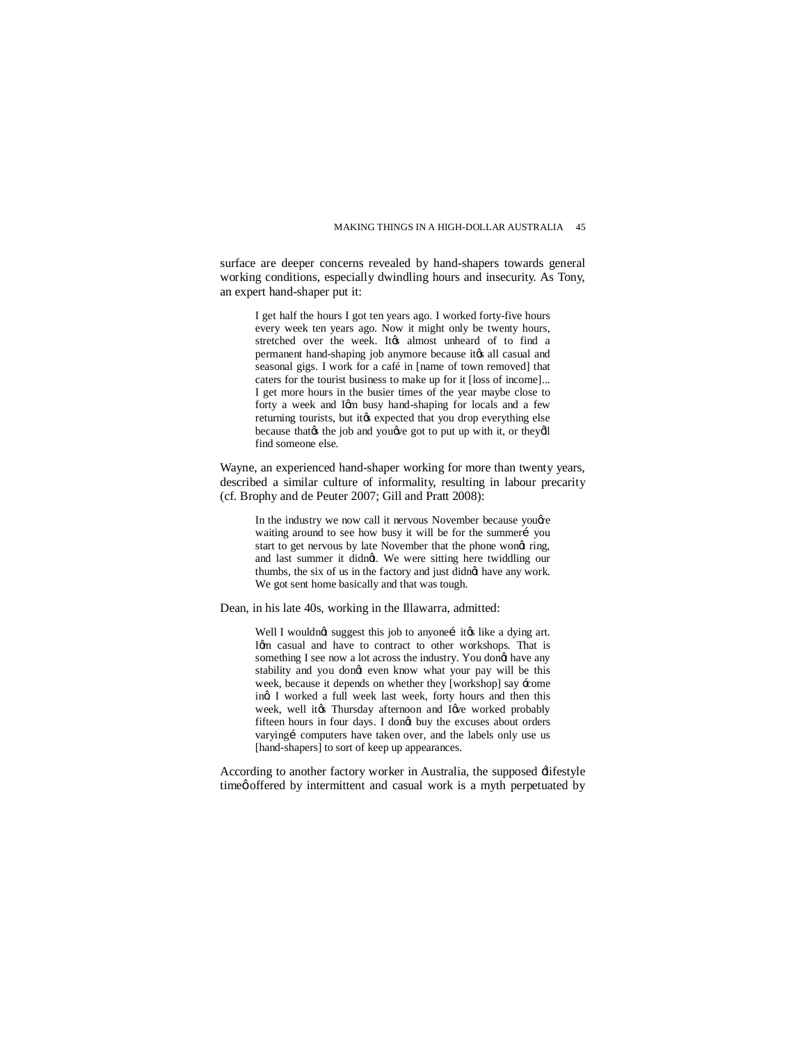surface are deeper concerns revealed by hand-shapers towards general working conditions, especially dwindling hours and insecurity. As Tony, an expert hand-shaper put it:

> I get half the hours I got ten years ago. I worked forty-five hours every week ten years ago. Now it might only be twenty hours, stretched over the week. It's almost unheard of to find a permanent hand-shaping job anymore because it's all casual and seasonal gigs. I work for a café in [name of town removed] that caters for the tourist business to make up for it [loss of income]... I get more hours in the busier times of the year maybe close to forty a week and I'm busy hand-shaping for locals and a few returning tourists, but it's expected that you drop everything else because that's the job and you've got to put up with it, or they'll find someone else.

Wayne, an experienced hand-shaper working for more than twenty years, described a similar culture of informality, resulting in labour precarity (cf. Brophy and de Peuter 2007; Gill and Pratt 2008):

> In the industry we now call it nervous November because you're waiting around to see how busy it will be for the summer… you start to get nervous by late November that the phone won't ring, and last summer it didn't. We were sitting here twiddling our thumbs, the six of us in the factory and just didn't have any work. We got sent home basically and that was tough.

Dean, in his late 40s, working in the Illawarra, admitted:

> Well I wouldn't suggest this job to anyone… it's like a dying art. I'm casual and have to contract to other workshops. That is something I see now a lot across the industry. You don't have any stability and you don't even know what your pay will be this week, because it depends on whether they [workshop] say 'come in'. I worked a full week last week, forty hours and then this week, well it's Thursday afternoon and I've worked probably fifteen hours in four days. I don't buy the excuses about orders varying… computers have taken over, and the labels only use us [hand-shapers] to sort of keep up appearances.

According to another factory worker in Australia, the supposed 'lifestyle time' offered by intermittent and casual work is a myth perpetuated by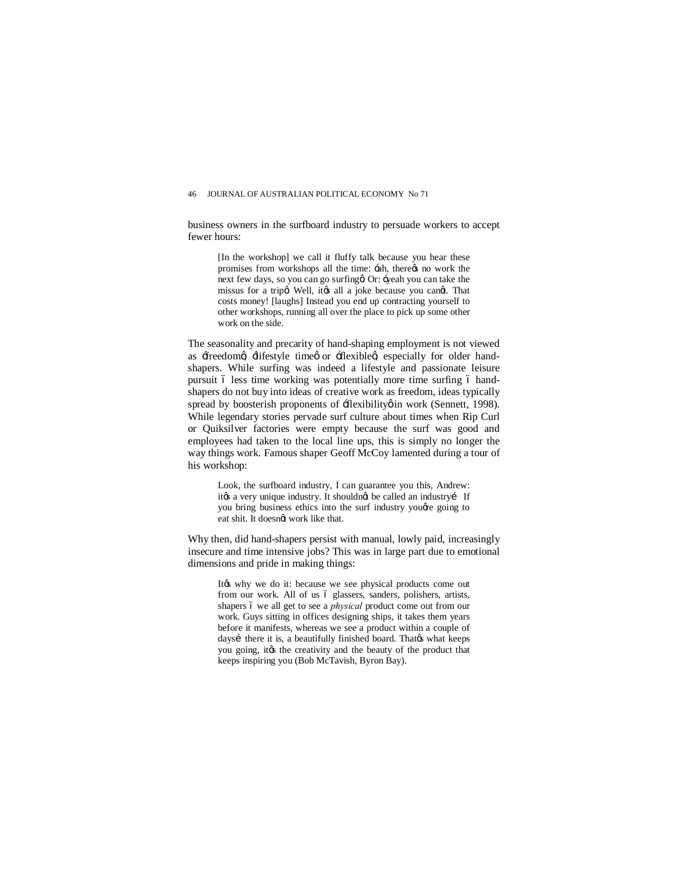business owners in the surfboard industry to persuade workers to accept fewer hours:

> [In the workshop] we call it fluffy talk because you hear these promises from workshops all the time: 'ah, there's no work the next few days, so you can go surfing'. Or: 'yeah you can take the missus for a trip'. Well, it's all a joke because you can't. That costs money! [laughs] Instead you end up contracting yourself to other workshops, running all over the place to pick up some other work on the side.

The seasonality and precarity of hand-shaping employment is not viewed as 'freedom', 'lifestyle time' or 'flexible', especially for older hand-shapers. While surfing was indeed a lifestyle and passionate leisure pursuit – less time working was potentially more time surfing – hand-shapers do not buy into ideas of creative work as freedom, ideas typically spread by boosterish proponents of 'flexibility' in work (Sennett, 1998). While legendary stories pervade surf culture about times when Rip Curl or Quiksilver factories were empty because the surf was good and employees had taken to the local line ups, this is simply no longer the way things work. Famous shaper Geoff McCoy lamented during a tour of his workshop:

> Look, the surfboard industry, I can guarantee you this, Andrew: it's a very unique industry. It shouldn't be called an industry… If you bring business ethics into the surf industry you're going to eat shit. It doesn't work like that.

Why then, did hand-shapers persist with manual, lowly paid, increasingly insecure and time intensive jobs? This was in large part due to emotional dimensions and pride in making things:

> It's why we do it: because we see physical products come out from our work. All of us – glassers, sanders, polishers, artists, shapers – we all get to see a *physical* product come out from our work. Guys sitting in offices designing ships, it takes them years before it manifests, whereas we see a product within a couple of days… there it is, a beautifully finished board. That's what keeps you going, it's the creativity and the beauty of the product that keeps inspiring you (Bob McTavish, Byron Bay).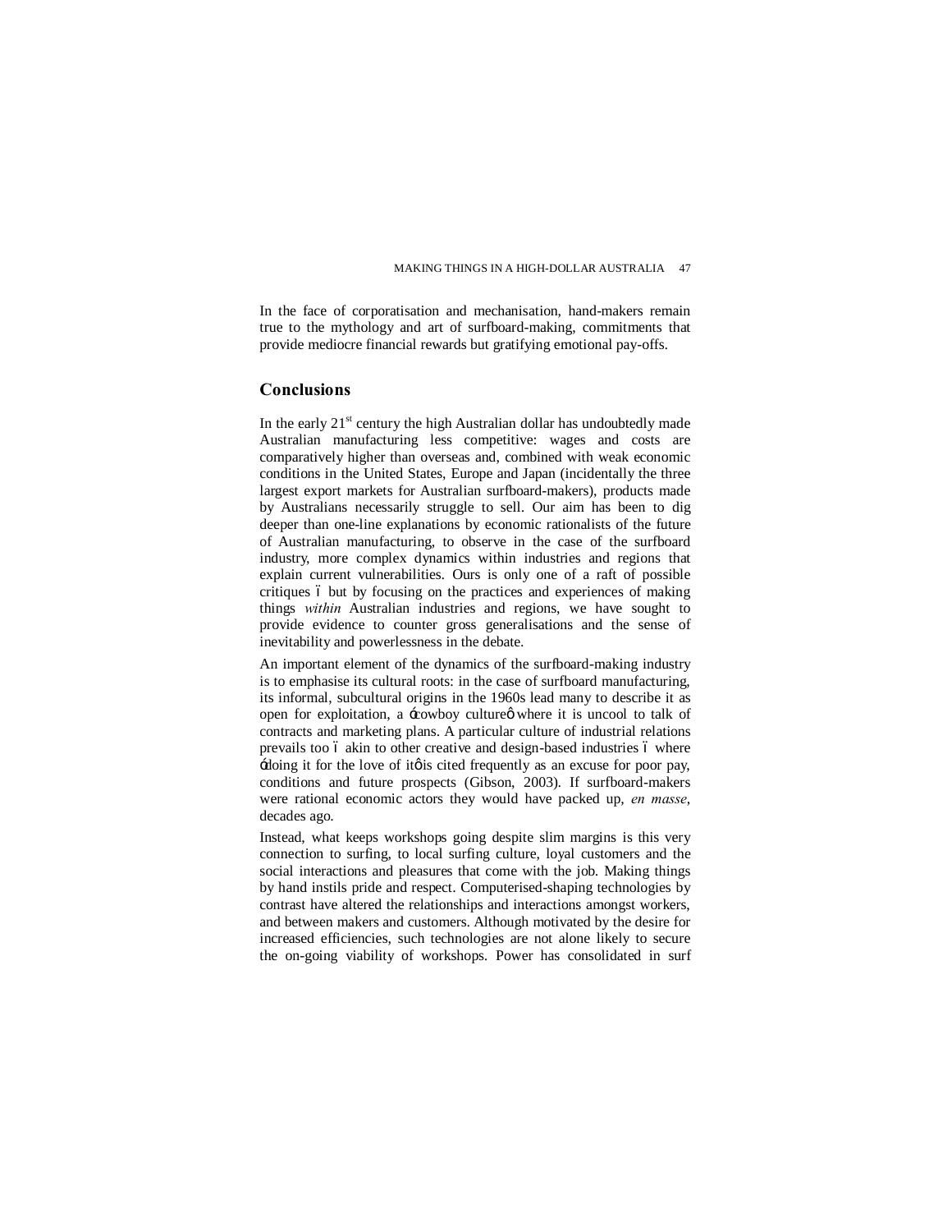In the face of corporatisation and mechanisation, hand-makers remain true to the mythology and art of surfboard-making, commitments that provide mediocre financial rewards but gratifying emotional pay-offs.

## Conclusions

In the early 21st century the high Australian dollar has undoubtedly made Australian manufacturing less competitive: wages and costs are comparatively higher than overseas and, combined with weak economic conditions in the United States, Europe and Japan (incidentally the three largest export markets for Australian surfboard-makers), products made by Australians necessarily struggle to sell. Our aim has been to dig deeper than one-line explanations by economic rationalists of the future of Australian manufacturing, to observe in the case of the surfboard industry, more complex dynamics within industries and regions that explain current vulnerabilities. Ours is only one of a raft of possible critiques – but by focusing on the practices and experiences of making things *within* Australian industries and regions, we have sought to provide evidence to counter gross generalisations and the sense of inevitability and powerlessness in the debate.

An important element of the dynamics of the surfboard-making industry is to emphasise its cultural roots: in the case of surfboard manufacturing, its informal, subcultural origins in the 1960s lead many to describe it as open for exploitation, a 'cowboy culture' where it is uncool to talk of contracts and marketing plans. A particular culture of industrial relations prevails too – akin to other creative and design-based industries – where 'doing it for the love of it' is cited frequently as an excuse for poor pay, conditions and future prospects (Gibson, 2003). If surfboard-makers were rational economic actors they would have packed up, *en masse*, decades ago.

Instead, what keeps workshops going despite slim margins is this very connection to surfing, to local surfing culture, loyal customers and the social interactions and pleasures that come with the job. Making things by hand instils pride and respect. Computerised-shaping technologies by contrast have altered the relationships and interactions amongst workers, and between makers and customers. Although motivated by the desire for increased efficiencies, such technologies are not alone likely to secure the on-going viability of workshops. Power has consolidated in surf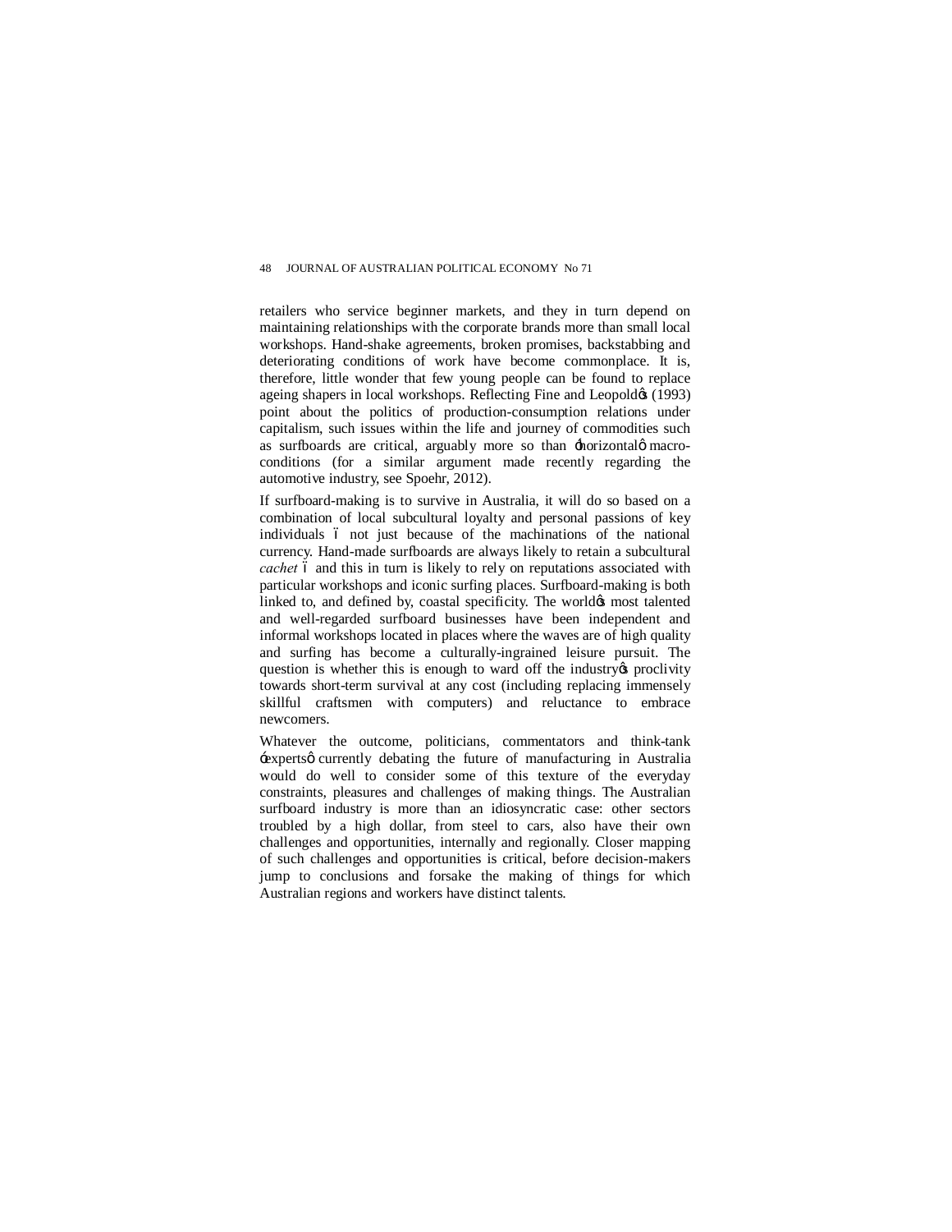retailers who service beginner markets, and they in turn depend on maintaining relationships with the corporate brands more than small local workshops. Hand-shake agreements, broken promises, backstabbing and deteriorating conditions of work have become commonplace. It is, therefore, little wonder that few young people can be found to replace ageing shapers in local workshops. Reflecting Fine and Leopold's (1993) point about the politics of production-consumption relations under capitalism, such issues within the life and journey of commodities such as surfboards are critical, arguably more so than 'horizontal' macro-conditions (for a similar argument made recently regarding the automotive industry, see Spoehr, 2012).

If surfboard-making is to survive in Australia, it will do so based on a combination of local subcultural loyalty and personal passions of key individuals – not just because of the machinations of the national currency. Hand-made surfboards are always likely to retain a subcultural *cachet* – and this in turn is likely to rely on reputations associated with particular workshops and iconic surfing places. Surfboard-making is both linked to, and defined by, coastal specificity. The world's most talented and well-regarded surfboard businesses have been independent and informal workshops located in places where the waves are of high quality and surfing has become a culturally-ingrained leisure pursuit. The question is whether this is enough to ward off the industry's proclivity towards short-term survival at any cost (including replacing immensely skillful craftsmen with computers) and reluctance to embrace newcomers.

Whatever the outcome, politicians, commentators and think-tank 'experts' currently debating the future of manufacturing in Australia would do well to consider some of this texture of the everyday constraints, pleasures and challenges of making things. The Australian surfboard industry is more than an idiosyncratic case: other sectors troubled by a high dollar, from steel to cars, also have their own challenges and opportunities, internally and regionally. Closer mapping of such challenges and opportunities is critical, before decision-makers jump to conclusions and forsake the making of things for which Australian regions and workers have distinct talents.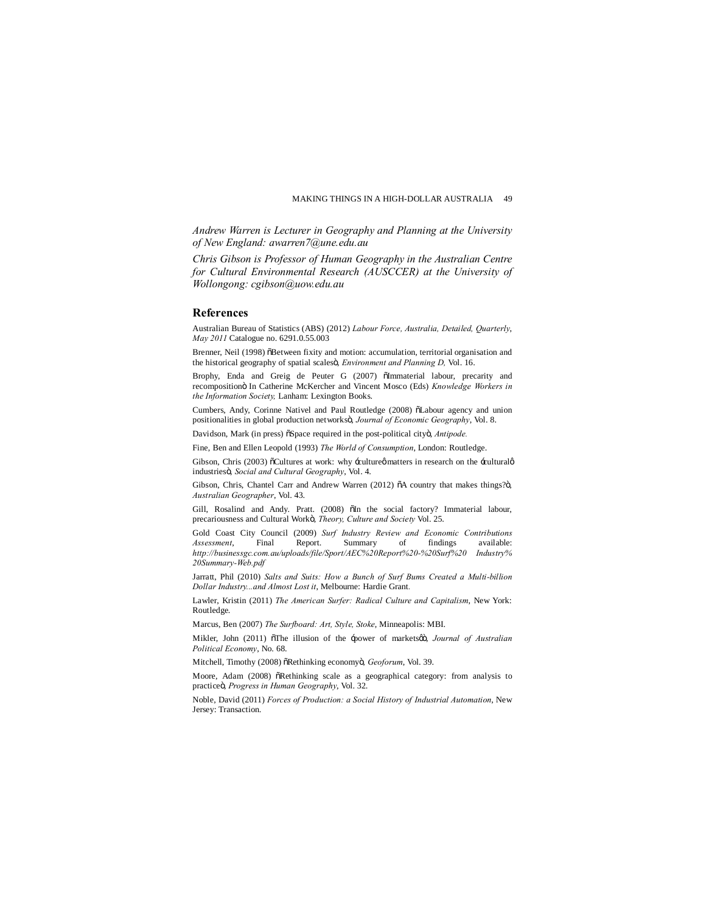*Andrew Warren is Lecturer in Geography and Planning at the University of New England: awarren7@une.edu.au*

*Chris Gibson is Professor of Human Geography in the Australian Centre for Cultural Environmental Research (AUSCCER) at the University of Wollongong: cgibson@uow.edu.au*

## References

Australian Bureau of Statistics (ABS) (2012) *Labour Force, Australia, Detailed, Quarterly, May 2011* Catalogue no. 6291.0.55.003

Brenner, Neil (1998) õBetween fixity and motion: accumulation, territorial organisation and the historical geography of spatial scalesö, *Environment and Planning D,* Vol. 16.

Brophy, Enda and Greig de Peuter G (2007) õImmaterial labour, precarity and recompositionö In Catherine McKercher and Vincent Mosco (Eds) *Knowledge Workers in the Information Society,* Lanham: Lexington Books.

Cumbers, Andy, Corinne Nativel and Paul Routledge (2008) õLabour agency and union positionalities in global production networksö, *Journal of Economic Geography*, Vol. 8.

Davidson, Mark (in press) õSpace required in the post-political cityö, *Antipode.*

Fine, Ben and Ellen Leopold (1993) *The World of Consumption*, London: Routledge.

Gibson, Chris (2003) õCultures at work: why ÷cultureø matters in research on the ÷culturalø industriesö, *Social and Cultural Geography*, Vol. 4.

Gibson, Chris, Chantel Carr and Andrew Warren (2012) õA country that makes things?ö, *Australian Geographer*, Vol. 43.

Gill, Rosalind and Andy. Pratt. (2008) õIn the social factory? Immaterial labour, precariousness and Cultural Workö, *Theory, Culture and Society* Vol. 25.

Gold Coast City Council (2009) *Surf Industry Review and Economic Contributions Assessment*, Final Report. Summary of findings available: *http://businessgc.com.au/uploads/file/Sport/AEC%20Report%20-%20Surf%20 Industry%20Summary-Web.pdf*

Jarratt, Phil (2010) *Salts and Suits: How a Bunch of Surf Bums Created a Multi-billion Dollar Industry...and Almost Lost it*, Melbourne: Hardie Grant.

Lawler, Kristin (2011) *The American Surfer: Radical Culture and Capitalism*, New York: Routledge.

Marcus, Ben (2007) *The Surfboard: Art, Style, Stoke*, Minneapolis: MBI.

Mikler, John (2011) õThe illusion of the ÷power of marketsøö, *Journal of Australian Political Economy*, No. 68.

Mitchell, Timothy (2008) õRethinking economyö, *Geoforum*, Vol. 39.

Moore, Adam (2008) õRethinking scale as a geographical category: from analysis to practiceö, *Progress in Human Geography*, Vol. 32.

Noble, David (2011) *Forces of Production: a Social History of Industrial Automation*, New Jersey: Transaction.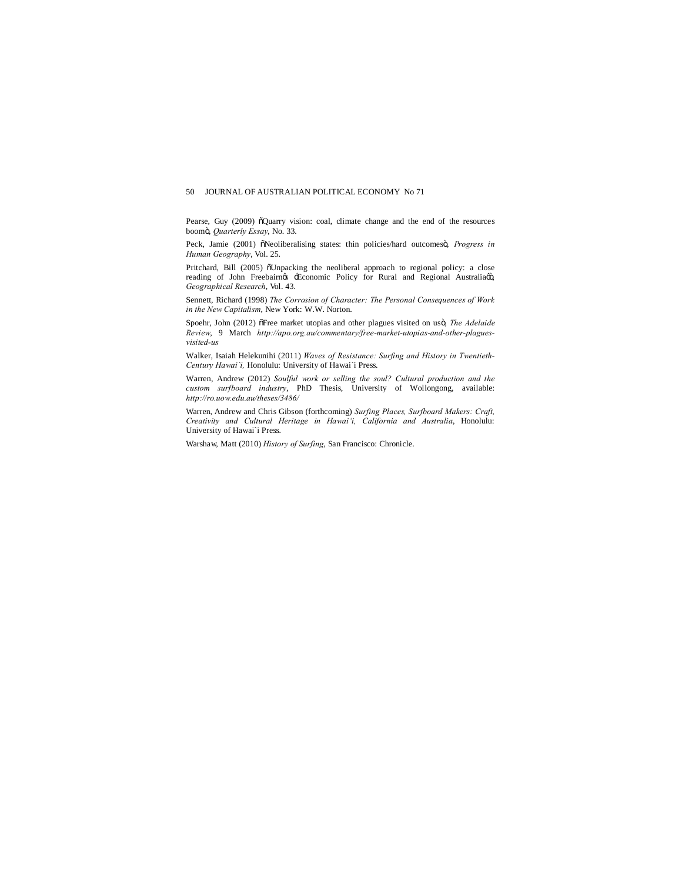Pearse, Guy (2009) "Quarry vision: coal, climate change and the end of the resources boom", *Quarterly Essay*, No. 33.

Peck, Jamie (2001) "Neoliberalising states: thin policies/hard outcomes", *Progress in Human Geography*, Vol. 25.

Pritchard, Bill (2005) "Unpacking the neoliberal approach to regional policy: a close reading of John Freebairn's 'Economic Policy for Rural and Regional Australia'", *Geographical Research*, Vol. 43.

Sennett, Richard (1998) *The Corrosion of Character: The Personal Consequences of Work in the New Capitalism*, New York: W.W. Norton.

Spoehr, John (2012) "Free market utopias and other plagues visited on us", *The Adelaide Review*, 9 March *http://apo.org.au/commentary/free-market-utopias-and-other-plagues-visited-us*

Walker, Isaiah Helekunihi (2011) *Waves of Resistance: Surfing and History in Twentieth-Century Hawai`i,* Honolulu: University of Hawai`i Press.

Warren, Andrew (2012) *Soulful work or selling the soul? Cultural production and the custom surfboard industry*, PhD Thesis, University of Wollongong, available: *http://ro.uow.edu.au/theses/3486/*

Warren, Andrew and Chris Gibson (forthcoming) *Surfing Places, Surfboard Makers: Craft, Creativity and Cultural Heritage in Hawai`i, California and Australia*, Honolulu: University of Hawai`i Press.

Warshaw, Matt (2010) *History of Surfing*, San Francisco: Chronicle.